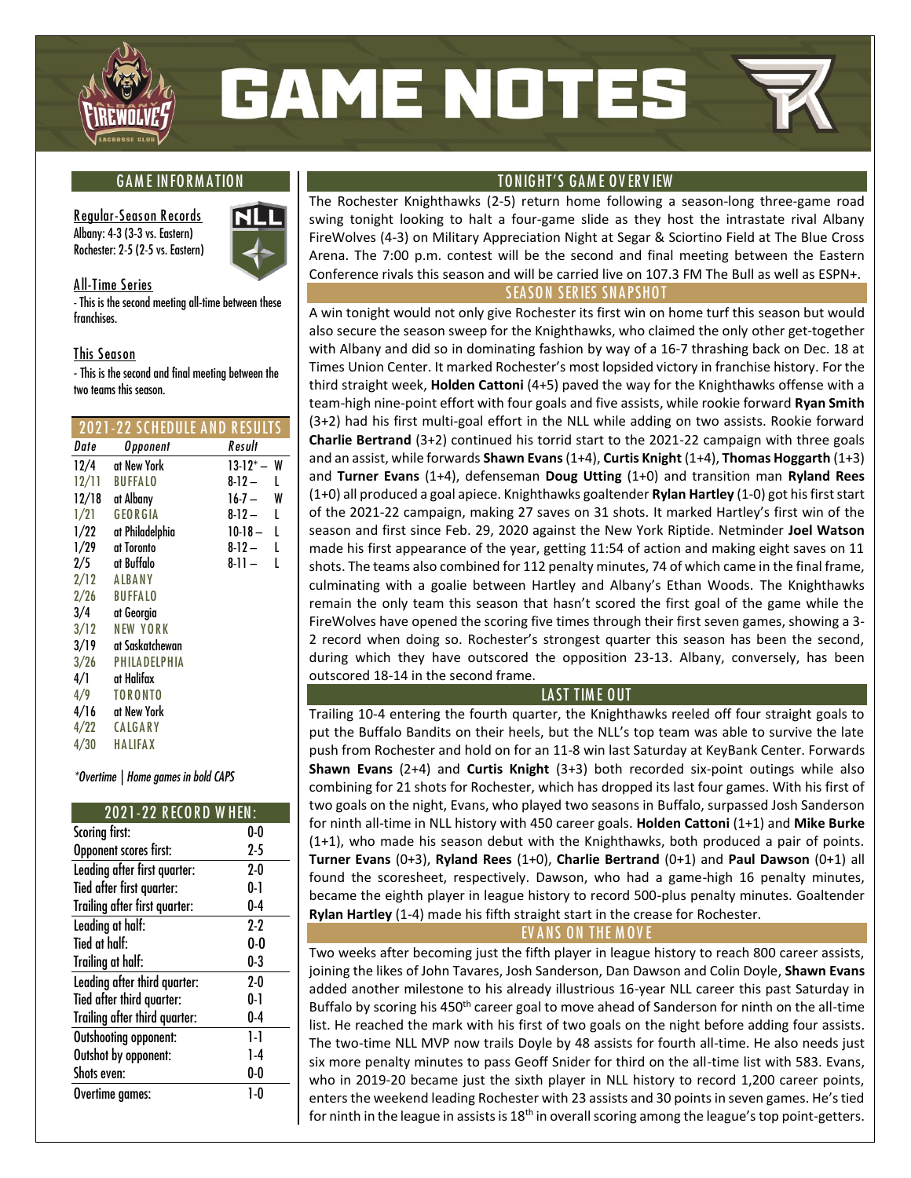# GAME NOTES

## GAME INFORMATION

**Regular-Season Records**
Albany: 4-3 (3-3 vs. Eastern)
Rochester: 2-5 (2-5 vs. Eastern)

**All-Time Series**
- This is the second meeting all-time between these franchises.

**This Season**
- This is the second and final meeting between the two teams this season.

## 2021-22 SCHEDULE AND RESULTS

| Date | Opponent | Result | |
|---|---|---|---|
| 12/4 | at New York | 13-12* – | W |
| 12/11 | BUFFALO | 8-12 – | L |
| 12/18 | at Albany | 16-7 – | W |
| 1/21 | GEORGIA | 8-12 – | L |
| 1/22 | at Philadelphia | 10-18 – | L |
| 1/29 | at Toronto | 8-12 – | L |
| 2/5 | at Buffalo | 8-11 – | L |
| 2/12 | ALBANY | | |
| 2/26 | BUFFALO | | |
| 3/4 | at Georgia | | |
| 3/12 | NEW YORK | | |
| 3/19 | at Saskatchewan | | |
| 3/26 | PHILADELPHIA | | |
| 4/1 | at Halifax | | |
| 4/9 | TORONTO | | |
| 4/16 | at New York | | |
| 4/22 | CALGARY | | |
| 4/30 | HALIFAX | | |

*\*Overtime | Home games in bold CAPS*

## 2021-22 RECORD WHEN:

| Situation | Record |
|---|---|
| Scoring first: | 0-0 |
| Opponent scores first: | 2-5 |
| Leading after first quarter: | 2-0 |
| Tied after first quarter: | 0-1 |
| Trailing after first quarter: | 0-4 |
| Leading at half: | 2-2 |
| Tied at half: | 0-0 |
| Trailing at half: | 0-3 |
| Leading after third quarter: | 2-0 |
| Tied after third quarter: | 0-1 |
| Trailing after third quarter: | 0-4 |
| Outshooting opponent: | 1-1 |
| Outshot by opponent: | 1-4 |
| Shots even: | 0-0 |
| Overtime games: | 1-0 |

## TONIGHT'S GAME OVERVIEW

The Rochester Knighthawks (2-5) return home following a season-long three-game road swing tonight looking to halt a four-game slide as they host the intrastate rival Albany FireWolves (4-3) on Military Appreciation Night at Segar & Sciortino Field at The Blue Cross Arena. The 7:00 p.m. contest will be the second and final meeting between the Eastern Conference rivals this season and will be carried live on 107.3 FM The Bull as well as ESPN+.

## SEASON SERIES SNAPSHOT

A win tonight would not only give Rochester its first win on home turf this season but would also secure the season sweep for the Knighthawks, who claimed the only other get-together with Albany and did so in dominating fashion by way of a 16-7 thrashing back on Dec. 18 at Times Union Center. It marked Rochester's most lopsided victory in franchise history. For the third straight week, **Holden Cattoni** (4+5) paved the way for the Knighthawks offense with a team-high nine-point effort with four goals and five assists, while rookie forward **Ryan Smith** (3+2) had his first multi-goal effort in the NLL while adding on two assists. Rookie forward **Charlie Bertrand** (3+2) continued his torrid start to the 2021-22 campaign with three goals and an assist, while forwards **Shawn Evans** (1+4), **Curtis Knight** (1+4), **Thomas Hoggarth** (1+3) and **Turner Evans** (1+4), defenseman **Doug Utting** (1+0) and transition man **Ryland Rees** (1+0) all produced a goal apiece. Knighthawks goaltender **Rylan Hartley** (1-0) got his first start of the 2021-22 campaign, making 27 saves on 31 shots. It marked Hartley's first win of the season and first since Feb. 29, 2020 against the New York Riptide. Netminder **Joel Watson** made his first appearance of the year, getting 11:54 of action and making eight saves on 11 shots. The teams also combined for 112 penalty minutes, 74 of which came in the final frame, culminating with a goalie between Hartley and Albany's Ethan Woods. The Knighthawks remain the only team this season that hasn't scored the first goal of the game while the FireWolves have opened the scoring five times through their first seven games, showing a 3-2 record when doing so. Rochester's strongest quarter this season has been the second, during which they have outscored the opposition 23-13. Albany, conversely, has been outscored 18-14 in the second frame.

## LAST TIME OUT

Trailing 10-4 entering the fourth quarter, the Knighthawks reeled off four straight goals to put the Buffalo Bandits on their heels, but the NLL's top team was able to survive the late push from Rochester and hold on for an 11-8 win last Saturday at KeyBank Center. Forwards **Shawn Evans** (2+4) and **Curtis Knight** (3+3) both recorded six-point outings while also combining for 21 shots for Rochester, which has dropped its last four games. With his first of two goals on the night, Evans, who played two seasons in Buffalo, surpassed Josh Sanderson for ninth all-time in NLL history with 450 career goals. **Holden Cattoni** (1+1) and **Mike Burke** (1+1), who made his season debut with the Knighthawks, both produced a pair of points. **Turner Evans** (0+3), **Ryland Rees** (1+0), **Charlie Bertrand** (0+1) and **Paul Dawson** (0+1) all found the scoresheet, respectively. Dawson, who had a game-high 16 penalty minutes, became the eighth player in league history to record 500-plus penalty minutes. Goaltender **Rylan Hartley** (1-4) made his fifth straight start in the crease for Rochester.

## EVANS ON THE MOVE

Two weeks after becoming just the fifth player in league history to reach 800 career assists, joining the likes of John Tavares, Josh Sanderson, Dan Dawson and Colin Doyle, **Shawn Evans** added another milestone to his already illustrious 16-year NLL career this past Saturday in Buffalo by scoring his 450th career goal to move ahead of Sanderson for ninth on the all-time list. He reached the mark with his first of two goals on the night before adding four assists. The two-time NLL MVP now trails Doyle by 48 assists for fourth all-time. He also needs just six more penalty minutes to pass Geoff Snider for third on the all-time list with 583. Evans, who in 2019-20 became just the sixth player in NLL history to record 1,200 career points, enters the weekend leading Rochester with 23 assists and 30 points in seven games. He's tied for ninth in the league in assists is 18th in overall scoring among the league's top point-getters.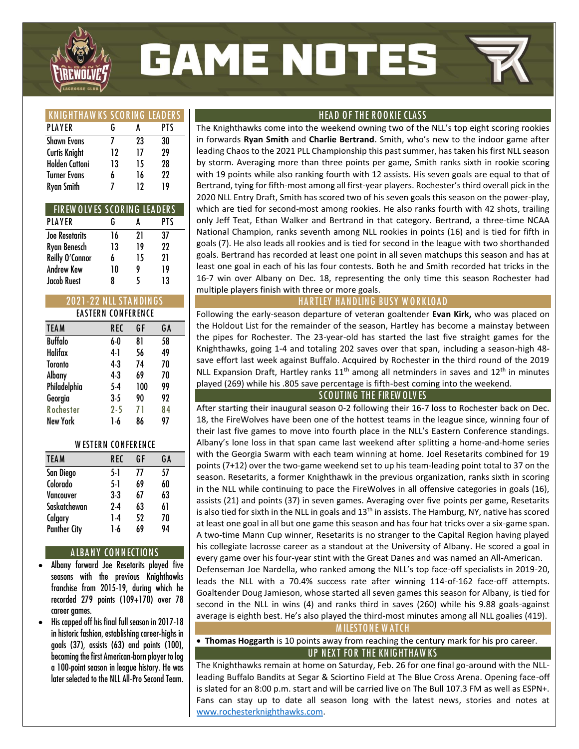# GAME NOTES

## KNIGHTHAWKS SCORING LEADERS

| PLAYER | G | A | PTS |
|---|---|---|---|
| Shawn Evans | 7 | 23 | 30 |
| Curtis Knight | 12 | 17 | 29 |
| Holden Cattoni | 13 | 15 | 28 |
| Turner Evans | 6 | 16 | 22 |
| Ryan Smith | 7 | 12 | 19 |

## FIREWOLVES SCORING LEADERS

| PLAYER | G | A | PTS |
|---|---|---|---|
| Joe Resetarits | 16 | 21 | 37 |
| Ryan Benesch | 13 | 19 | 22 |
| Reilly O'Connor | 6 | 15 | 21 |
| Andrew Kew | 10 | 9 | 19 |
| Jacob Ruest | 8 | 5 | 13 |

## 2021-22 NLL STANDINGS

EASTERN CONFERENCE

| TEAM | REC | GF | GA |
|---|---|---|---|
| Buffalo | 6-0 | 81 | 58 |
| Halifax | 4-1 | 56 | 49 |
| Toronto | 4-3 | 74 | 70 |
| Albany | 4-3 | 69 | 70 |
| Philadelphia | 5-4 | 100 | 99 |
| Georgia | 3-5 | 90 | 92 |
| Rochester | 2-5 | 71 | 84 |
| New York | 1-6 | 86 | 97 |

WESTERN CONFERENCE

| TEAM | REC | GF | GA |
|---|---|---|---|
| San Diego | 5-1 | 77 | 57 |
| Colorado | 5-1 | 69 | 60 |
| Vancouver | 3-3 | 67 | 63 |
| Saskatchewan | 2-4 | 63 | 61 |
| Calgary | 1-4 | 52 | 70 |
| Panther City | 1-6 | 69 | 94 |

## ALBANY CONNECTIONS

- Albany forward Joe Resetarits played five seasons with the previous Knighthawks franchise from 2015-19, during which he recorded 279 points (109+170) over 78 career games.
- His capped off his final full season in 2017-18 in historic fashion, establishing career-highs in goals (37), assists (63) and points (100), becoming the first American-born player to log a 100-point season in league history. He was later selected to the NLL All-Pro Second Team.

## HEAD OF THE ROOKIE CLASS

The Knighthawks come into the weekend owning two of the NLL's top eight scoring rookies in forwards **Ryan Smith** and **Charlie Bertrand**. Smith, who's new to the indoor game after leading Chaos to the 2021 PLL Championship this past summer, has taken his first NLL season by storm. Averaging more than three points per game, Smith ranks sixth in rookie scoring with 19 points while also ranking fourth with 12 assists. His seven goals are equal to that of Bertrand, tying for fifth-most among all first-year players. Rochester's third overall pick in the 2020 NLL Entry Draft, Smith has scored two of his seven goals this season on the power-play, which are tied for second-most among rookies. He also ranks fourth with 42 shots, trailing only Jeff Teat, Ethan Walker and Bertrand in that category. Bertrand, a three-time NCAA National Champion, ranks seventh among NLL rookies in points (16) and is tied for fifth in goals (7). He also leads all rookies and is tied for second in the league with two shorthanded goals. Bertrand has recorded at least one point in all seven matchups this season and has at least one goal in each of his las four contests. Both he and Smith recorded hat tricks in the 16-7 win over Albany on Dec. 18, representing the only time this season Rochester had multiple players finish with three or more goals.

## HARTLEY HANDLING BUSY WORKLOAD

Following the early-season departure of veteran goaltender **Evan Kirk,** who was placed on the Holdout List for the remainder of the season, Hartley has become a mainstay between the pipes for Rochester. The 23-year-old has started the last five straight games for the Knighthawks, going 1-4 and totaling 202 saves over that span, including a season-high 48-save effort last week against Buffalo. Acquired by Rochester in the third round of the 2019 NLL Expansion Draft, Hartley ranks 11th among all netminders in saves and 12th in minutes played (269) while his .805 save percentage is fifth-best coming into the weekend.

## SCOUTING THE FIREWOLVES

After starting their inaugural season 0-2 following their 16-7 loss to Rochester back on Dec. 18, the FireWolves have been one of the hottest teams in the league since, winning four of their last five games to move into fourth place in the NLL's Eastern Conference standings. Albany's lone loss in that span came last weekend after splitting a home-and-home series with the Georgia Swarm with each team winning at home. Joel Resetarits combined for 19 points (7+12) over the two-game weekend set to up his team-leading point total to 37 on the season. Resetarits, a former Knighthawk in the previous organization, ranks sixth in scoring in the NLL while continuing to pace the FireWolves in all offensive categories in goals (16), assists (21) and points (37) in seven games. Averaging over five points per game, Resetarits is also tied for sixth in the NLL in goals and 13th in assists. The Hamburg, NY, native has scored at least one goal in all but one game this season and has four hat tricks over a six-game span. A two-time Mann Cup winner, Resetarits is no stranger to the Capital Region having played his collegiate lacrosse career as a standout at the University of Albany. He scored a goal in every game over his four-year stint with the Great Danes and was named an All-American.

Defenseman Joe Nardella, who ranked among the NLL's top face-off specialists in 2019-20, leads the NLL with a 70.4% success rate after winning 114-of-162 face-off attempts. Goaltender Doug Jamieson, whose started all seven games this season for Albany, is tied for second in the NLL in wins (4) and ranks third in saves (260) while his 9.88 goals-against average is eighth best. He's also played the third-most minutes among all NLL goalies (419).

## MILESTONE WATCH

- **Thomas Hoggarth** is 10 points away from reaching the century mark for his pro career.

## UP NEXT FOR THE KNIGHTHAWKS

The Knighthawks remain at home on Saturday, Feb. 26 for one final go-around with the NLL-leading Buffalo Bandits at Segar & Sciortino Field at The Blue Cross Arena. Opening face-off is slated for an 8:00 p.m. start and will be carried live on The Bull 107.3 FM as well as ESPN+. Fans can stay up to date all season long with the latest news, stories and notes at www.rochesterknighthawks.com.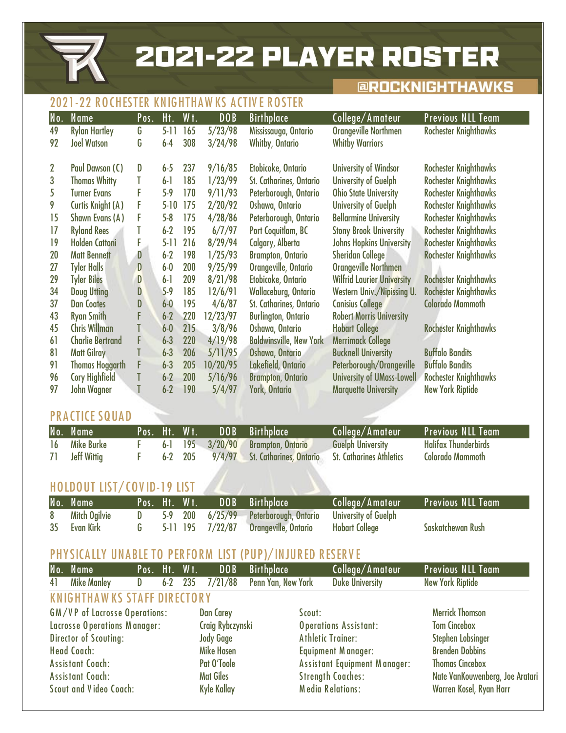# 2021-22 PLAYER ROSTER

@ROCKNIGHTHAWKS

## 2021-22 ROCHESTER KNIGHTHAWKS ACTIVE ROSTER

| No. | Name | Pos. | Ht. | Wt. | DOB | Birthplace | College/Amateur | Previous NLL Team |
|---|---|---|---|---|---|---|---|---|
| 49 | Rylan Hartley | G | 5-11 | 165 | 5/23/98 | Mississauga, Ontario | Orangeville Northmen | Rochester Knighthawks |
| 92 | Joel Watson | G | 6-4 | 308 | 3/24/98 | Whitby, Ontario | Whitby Warriors | |
| 2 | Paul Dawson (C) | D | 6-5 | 237 | 9/16/85 | Etobicoke, Ontario | University of Windsor | Rochester Knighthawks |
| 3 | Thomas Whitty | T | 6-1 | 185 | 1/23/99 | St. Catharines, Ontario | University of Guelph | Rochester Knighthawks |
| 5 | Turner Evans | F | 5-9 | 170 | 9/11/93 | Peterborough, Ontario | Ohio State University | Rochester Knighthawks |
| 9 | Curtis Knight (A) | F | 5-10 | 175 | 2/20/92 | Oshawa, Ontario | University of Guelph | Rochester Knighthawks |
| 15 | Shawn Evans (A) | F | 5-8 | 175 | 4/28/86 | Peterborough, Ontario | Bellarmine University | Rochester Knighthawks |
| 17 | Ryland Rees | T | 6-2 | 195 | 6/7/97 | Port Coquitlam, BC | Stony Brook University | Rochester Knighthawks |
| 19 | Holden Cattoni | F | 5-11 | 216 | 8/29/94 | Calgary, Alberta | Johns Hopkins University | Rochester Knighthawks |
| 20 | Matt Bennett | D | 6-2 | 198 | 1/25/93 | Brampton, Ontario | Sheridan College | Rochester Knighthawks |
| 27 | Tyler Halls | D | 6-0 | 200 | 9/25/99 | Orangeville, Ontario | Orangeville Northmen | |
| 29 | Tyler Biles | D | 6-1 | 209 | 8/21/98 | Etobicoke, Ontario | Wilfrid Laurier University | Rochester Knighthawks |
| 34 | Doug Utting | D | 5-9 | 185 | 12/6/91 | Wallaceburg, Ontario | Western Univ./Nipissing U. | Rochester Knighthawks |
| 37 | Dan Coates | D | 6-0 | 195 | 4/6/87 | St. Catharines, Ontario | Canisius College | Colorado Mammoth |
| 43 | Ryan Smith | F | 6-2 | 220 | 12/23/97 | Burlington, Ontario | Robert Morris University | |
| 45 | Chris Willman | T | 6-0 | 215 | 3/8/96 | Oshawa, Ontario | Hobart College | Rochester Knighthawks |
| 61 | Charlie Bertrand | F | 6-3 | 220 | 4/19/98 | Baldwinsville, New York | Merrimack College | |
| 81 | Matt Gilray | T | 6-3 | 206 | 5/11/95 | Oshawa, Ontario | Bucknell University | Buffalo Bandits |
| 91 | Thomas Hoggarth | F | 6-3 | 205 | 10/20/95 | Lakefield, Ontario | Peterborough/Orangeville | Buffalo Bandits |
| 96 | Cory Highfield | T | 6-2 | 200 | 5/16/96 | Brampton, Ontario | University of UMass-Lowell | Rochester Knighthawks |
| 97 | John Wagner | T | 6-2 | 190 | 5/4/97 | York, Ontario | Marquette University | New York Riptide |

## PRACTICE SQUAD

| No. | Name | Pos. | Ht. | Wt. | DOB | Birthplace | College/Amateur | Previous NLL Team |
|---|---|---|---|---|---|---|---|---|
| 16 | Mike Burke | F | 6-1 | 195 | 3/20/90 | Brampton, Ontario | Guelph University | Halifax Thunderbirds |
| 71 | Jeff Wittig | F | 6-2 | 205 | 9/4/97 | St. Catharines, Ontario | St. Catharines Athletics | Colorado Mammoth |

## HOLDOUT LIST/COVID-19 LIST

| No. | Name | Pos. | Ht. | Wt. | DOB | Birthplace | College/Amateur | Previous NLL Team |
|---|---|---|---|---|---|---|---|---|
| 8 | Mitch Ogilvie | D | 5-9 | 200 | 6/25/99 | Peterborough, Ontario | University of Guelph | |
| 35 | Evan Kirk | G | 5-11 | 195 | 7/22/87 | Orangeville, Ontario | Hobart College | Saskatchewan Rush |

## PHYSICALLY UNABLE TO PERFORM LIST (PUP)/INJURED RESERVE

| No. | Name | Pos. | Ht. | Wt. | DOB | Birthplace | College/Amateur | Previous NLL Team |
|---|---|---|---|---|---|---|---|---|
| 41 | Mike Manley | D | 6-2 | 235 | 7/21/88 | Penn Yan, New York | Duke University | New York Riptide |

## KNIGHTHAWKS STAFF DIRECTORY

| | | | |
|---|---|---|---|
| GM/VP of Lacrosse Operations: | Dan Carey | Scout: | Merrick Thomson |
| Lacrosse Operations Manager: | Craig Rybczynski | Operations Assistant: | Tom Cincebox |
| Director of Scouting: | Jody Gage | Athletic Trainer: | Stephen Lobsinger |
| Head Coach: | Mike Hasen | Equipment Manager: | Brenden Dobbins |
| Assistant Coach: | Pat O'Toole | Assistant Equipment Manager: | Thomas Cincebox |
| Assistant Coach: | Mat Giles | Strength Coaches: | Nate VanKouwenberg, Joe Aratari |
| Scout and Video Coach: | Kyle Kallay | Media Relations: | Warren Kosel, Ryan Harr |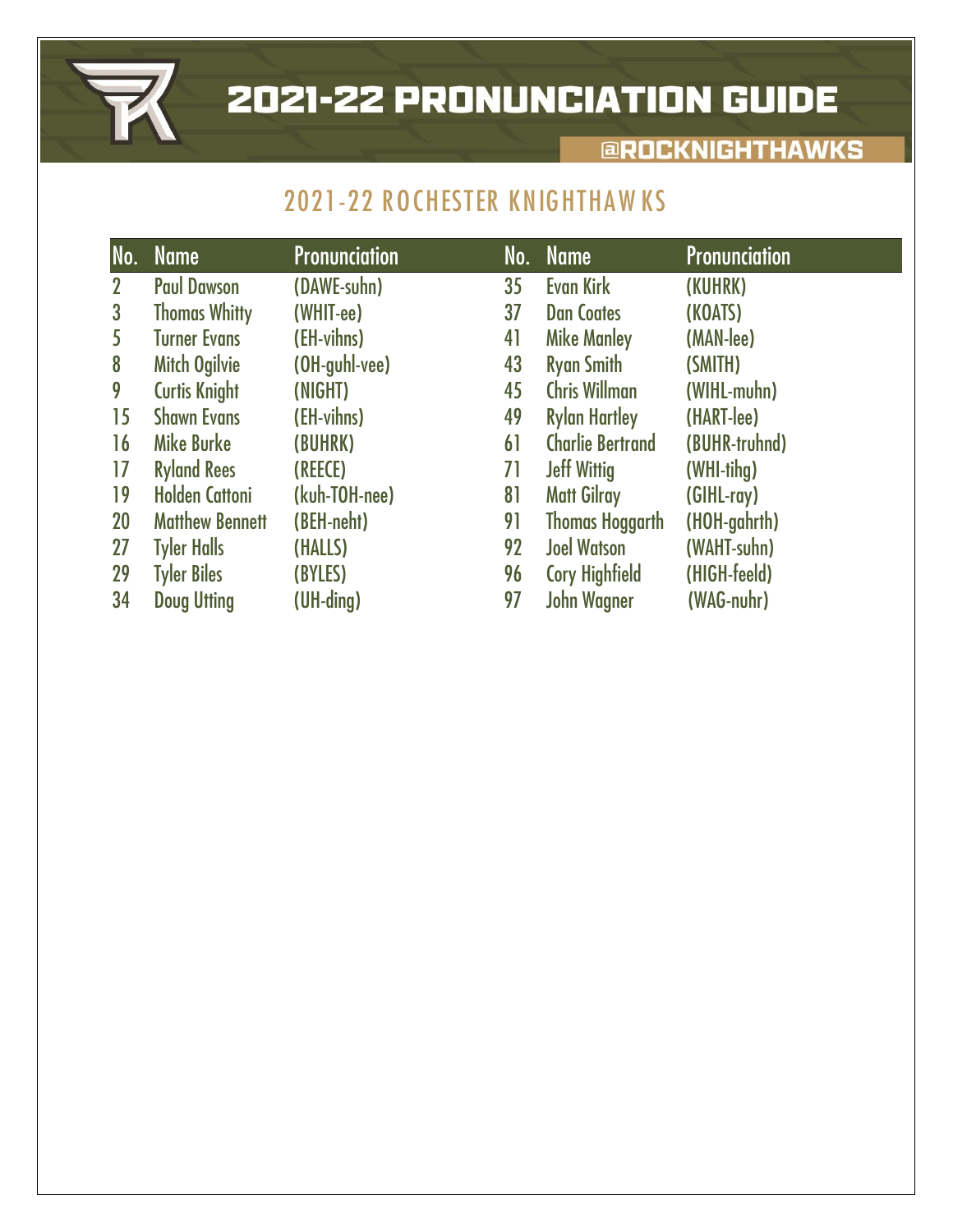# 2021-22 PRONUNCIATION GUIDE

@ROCKNIGHTHAWKS

## 2021-22 ROCHESTER KNIGHTHAWKS

| No. | Name | Pronunciation | No. | Name | Pronunciation |
|---|---|---|---|---|---|
| 2 | Paul Dawson | (DAWE-suhn) | 35 | Evan Kirk | (KUHRK) |
| 3 | Thomas Whitty | (WHIT-ee) | 37 | Dan Coates | (KOATS) |
| 5 | Turner Evans | (EH-vihns) | 41 | Mike Manley | (MAN-lee) |
| 8 | Mitch Ogilvie | (OH-guhl-vee) | 43 | Ryan Smith | (SMITH) |
| 9 | Curtis Knight | (NIGHT) | 45 | Chris Willman | (WIHL-muhn) |
| 15 | Shawn Evans | (EH-vihns) | 49 | Rylan Hartley | (HART-lee) |
| 16 | Mike Burke | (BUHRK) | 61 | Charlie Bertrand | (BUHR-truhnd) |
| 17 | Ryland Rees | (REECE) | 71 | Jeff Wittig | (WHI-tihg) |
| 19 | Holden Cattoni | (kuh-TOH-nee) | 81 | Matt Gilray | (GIHL-ray) |
| 20 | Matthew Bennett | (BEH-neht) | 91 | Thomas Hoggarth | (HOH-gahrth) |
| 27 | Tyler Halls | (HALLS) | 92 | Joel Watson | (WAHT-suhn) |
| 29 | Tyler Biles | (BYLES) | 96 | Cory Highfield | (HIGH-feeld) |
| 34 | Doug Utting | (UH-ding) | 97 | John Wagner | (WAG-nuhr) |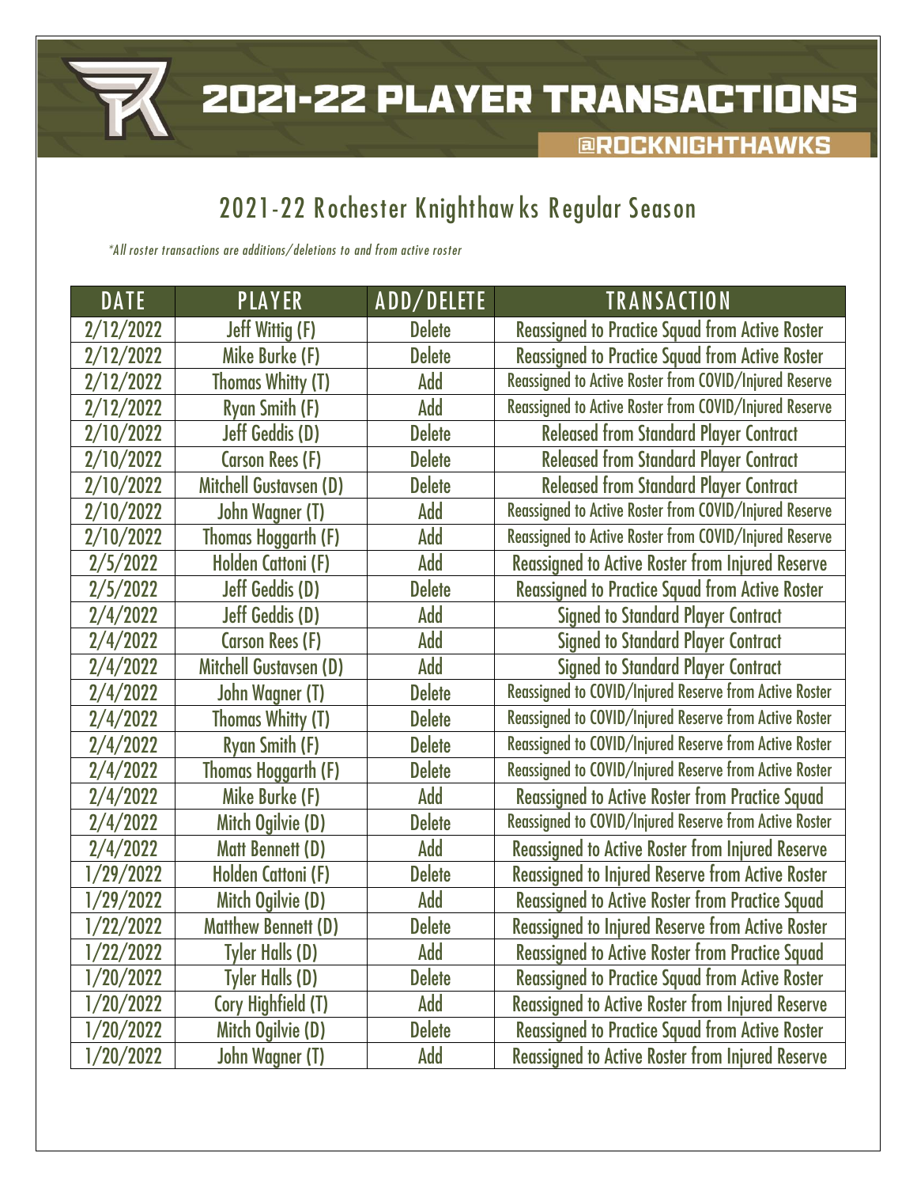# 2021-22 PLAYER TRANSACTIONS

@ROCKNIGHTHAWKS

## 2021-22 Rochester Knighthawks Regular Season

*\*All roster transactions are additions/deletions to and from active roster*

| DATE | PLAYER | ADD/DELETE | TRANSACTION |
|---|---|---|---|
| 2/12/2022 | Jeff Wittig (F) | Delete | Reassigned to Practice Squad from Active Roster |
| 2/12/2022 | Mike Burke (F) | Delete | Reassigned to Practice Squad from Active Roster |
| 2/12/2022 | Thomas Whitty (T) | Add | Reassigned to Active Roster from COVID/Injured Reserve |
| 2/12/2022 | Ryan Smith (F) | Add | Reassigned to Active Roster from COVID/Injured Reserve |
| 2/10/2022 | Jeff Geddis (D) | Delete | Released from Standard Player Contract |
| 2/10/2022 | Carson Rees (F) | Delete | Released from Standard Player Contract |
| 2/10/2022 | Mitchell Gustavsen (D) | Delete | Released from Standard Player Contract |
| 2/10/2022 | John Wagner (T) | Add | Reassigned to Active Roster from COVID/Injured Reserve |
| 2/10/2022 | Thomas Hoggarth (F) | Add | Reassigned to Active Roster from COVID/Injured Reserve |
| 2/5/2022 | Holden Cattoni (F) | Add | Reassigned to Active Roster from Injured Reserve |
| 2/5/2022 | Jeff Geddis (D) | Delete | Reassigned to Practice Squad from Active Roster |
| 2/4/2022 | Jeff Geddis (D) | Add | Signed to Standard Player Contract |
| 2/4/2022 | Carson Rees (F) | Add | Signed to Standard Player Contract |
| 2/4/2022 | Mitchell Gustavsen (D) | Add | Signed to Standard Player Contract |
| 2/4/2022 | John Wagner (T) | Delete | Reassigned to COVID/Injured Reserve from Active Roster |
| 2/4/2022 | Thomas Whitty (T) | Delete | Reassigned to COVID/Injured Reserve from Active Roster |
| 2/4/2022 | Ryan Smith (F) | Delete | Reassigned to COVID/Injured Reserve from Active Roster |
| 2/4/2022 | Thomas Hoggarth (F) | Delete | Reassigned to COVID/Injured Reserve from Active Roster |
| 2/4/2022 | Mike Burke (F) | Add | Reassigned to Active Roster from Practice Squad |
| 2/4/2022 | Mitch Ogilvie (D) | Delete | Reassigned to COVID/Injured Reserve from Active Roster |
| 2/4/2022 | Matt Bennett (D) | Add | Reassigned to Active Roster from Injured Reserve |
| 1/29/2022 | Holden Cattoni (F) | Delete | Reassigned to Injured Reserve from Active Roster |
| 1/29/2022 | Mitch Ogilvie (D) | Add | Reassigned to Active Roster from Practice Squad |
| 1/22/2022 | Matthew Bennett (D) | Delete | Reassigned to Injured Reserve from Active Roster |
| 1/22/2022 | Tyler Halls (D) | Add | Reassigned to Active Roster from Practice Squad |
| 1/20/2022 | Tyler Halls (D) | Delete | Reassigned to Practice Squad from Active Roster |
| 1/20/2022 | Cory Highfield (T) | Add | Reassigned to Active Roster from Injured Reserve |
| 1/20/2022 | Mitch Ogilvie (D) | Delete | Reassigned to Practice Squad from Active Roster |
| 1/20/2022 | John Wagner (T) | Add | Reassigned to Active Roster from Injured Reserve |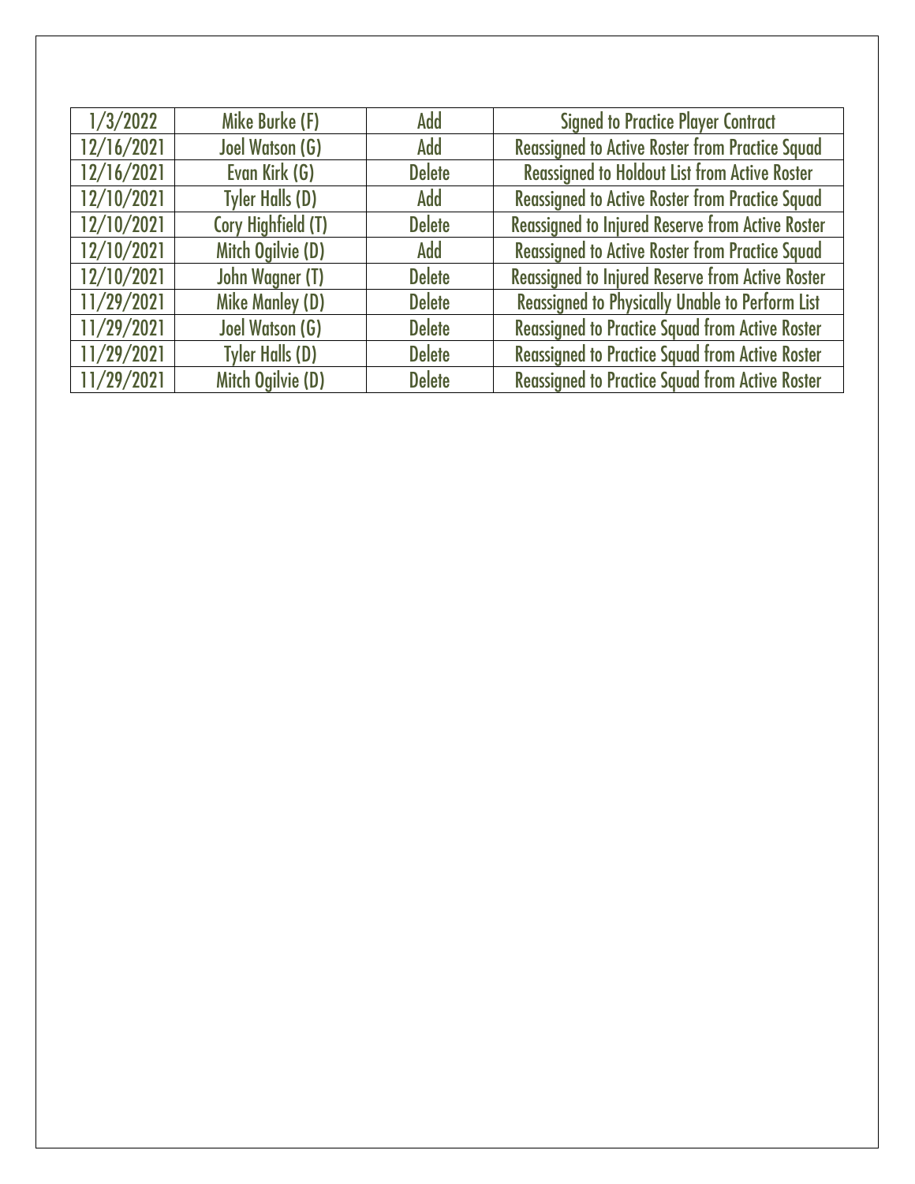| 1/3/2022 | Mike Burke (F) | Add | Signed to Practice Player Contract |
|---|---|---|---|
| 12/16/2021 | Joel Watson (G) | Add | Reassigned to Active Roster from Practice Squad |
| 12/16/2021 | Evan Kirk (G) | Delete | Reassigned to Holdout List from Active Roster |
| 12/10/2021 | Tyler Halls (D) | Add | Reassigned to Active Roster from Practice Squad |
| 12/10/2021 | Cory Highfield (T) | Delete | Reassigned to Injured Reserve from Active Roster |
| 12/10/2021 | Mitch Ogilvie (D) | Add | Reassigned to Active Roster from Practice Squad |
| 12/10/2021 | John Wagner (T) | Delete | Reassigned to Injured Reserve from Active Roster |
| 11/29/2021 | Mike Manley (D) | Delete | Reassigned to Physically Unable to Perform List |
| 11/29/2021 | Joel Watson (G) | Delete | Reassigned to Practice Squad from Active Roster |
| 11/29/2021 | Tyler Halls (D) | Delete | Reassigned to Practice Squad from Active Roster |
| 11/29/2021 | Mitch Ogilvie (D) | Delete | Reassigned to Practice Squad from Active Roster |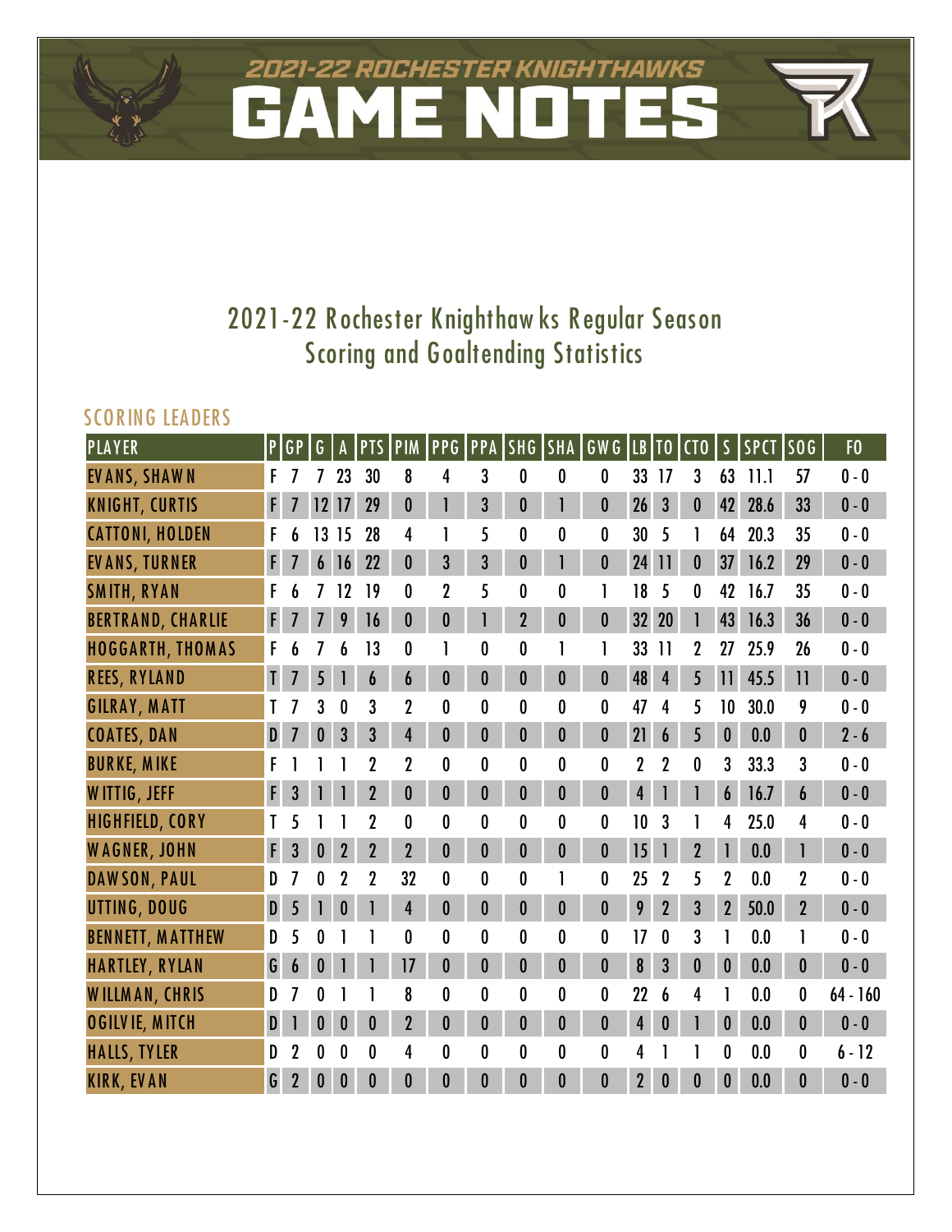# 2021-22 ROCHESTER KNIGHTHAWKS GAME NOTES

## 2021-22 Rochester Knighthawks Regular Season Scoring and Goaltending Statistics

### SCORING LEADERS

| PLAYER | P | GP | G | A | PTS | PIM | PPG | PPA | SHG | SHA | GWG | LB | TO | CTO | S | SPCT | SOG | FO |
|---|---|---|---|---|---|---|---|---|---|---|---|---|---|---|---|---|---|---|
| EVANS, SHAWN | F | 7 | 7 | 23 | 30 | 8 | 4 | 3 | 0 | 0 | 0 | 33 | 17 | 3 | 63 | 11.1 | 57 | 0 - 0 |
| KNIGHT, CURTIS | F | 7 | 12 | 17 | 29 | 0 | 1 | 3 | 0 | 1 | 0 | 26 | 3 | 0 | 42 | 28.6 | 33 | 0 - 0 |
| CATTONI, HOLDEN | F | 6 | 13 | 15 | 28 | 4 | 1 | 5 | 0 | 0 | 0 | 30 | 5 | 1 | 64 | 20.3 | 35 | 0 - 0 |
| EVANS, TURNER | F | 7 | 6 | 16 | 22 | 0 | 3 | 3 | 0 | 1 | 0 | 24 | 11 | 0 | 37 | 16.2 | 29 | 0 - 0 |
| SMITH, RYAN | F | 6 | 7 | 12 | 19 | 0 | 2 | 5 | 0 | 0 | 1 | 18 | 5 | 0 | 42 | 16.7 | 35 | 0 - 0 |
| BERTRAND, CHARLIE | F | 7 | 7 | 9 | 16 | 0 | 0 | 1 | 2 | 0 | 0 | 32 | 20 | 1 | 43 | 16.3 | 36 | 0 - 0 |
| HOGGARTH, THOMAS | F | 6 | 7 | 6 | 13 | 0 | 1 | 0 | 0 | 1 | 1 | 33 | 11 | 2 | 27 | 25.9 | 26 | 0 - 0 |
| REES, RYLAND | T | 7 | 5 | 1 | 6 | 6 | 0 | 0 | 0 | 0 | 0 | 48 | 4 | 5 | 11 | 45.5 | 11 | 0 - 0 |
| GILRAY, MATT | T | 7 | 3 | 0 | 3 | 2 | 0 | 0 | 0 | 0 | 0 | 47 | 4 | 5 | 10 | 30.0 | 9 | 0 - 0 |
| COATES, DAN | D | 7 | 0 | 3 | 3 | 4 | 0 | 0 | 0 | 0 | 0 | 21 | 6 | 5 | 0 | 0.0 | 0 | 2 - 6 |
| BURKE, MIKE | F | 1 | 1 | 1 | 2 | 2 | 0 | 0 | 0 | 0 | 0 | 2 | 2 | 0 | 3 | 33.3 | 3 | 0 - 0 |
| WITTIG, JEFF | F | 3 | 1 | 1 | 2 | 0 | 0 | 0 | 0 | 0 | 0 | 4 | 1 | 1 | 6 | 16.7 | 6 | 0 - 0 |
| HIGHFIELD, CORY | T | 5 | 1 | 1 | 2 | 0 | 0 | 0 | 0 | 0 | 0 | 10 | 3 | 1 | 4 | 25.0 | 4 | 0 - 0 |
| WAGNER, JOHN | F | 3 | 0 | 2 | 2 | 2 | 0 | 0 | 0 | 0 | 0 | 15 | 1 | 2 | 1 | 0.0 | 1 | 0 - 0 |
| DAWSON, PAUL | D | 7 | 0 | 2 | 2 | 32 | 0 | 0 | 0 | 1 | 0 | 25 | 2 | 5 | 2 | 0.0 | 2 | 0 - 0 |
| UTTING, DOUG | D | 5 | 1 | 0 | 1 | 4 | 0 | 0 | 0 | 0 | 0 | 9 | 2 | 3 | 2 | 50.0 | 2 | 0 - 0 |
| BENNETT, MATTHEW | D | 5 | 0 | 1 | 1 | 0 | 0 | 0 | 0 | 0 | 0 | 17 | 0 | 3 | 1 | 0.0 | 1 | 0 - 0 |
| HARTLEY, RYLAN | G | 6 | 0 | 1 | 1 | 17 | 0 | 0 | 0 | 0 | 0 | 8 | 3 | 0 | 0 | 0.0 | 0 | 0 - 0 |
| WILLMAN, CHRIS | D | 7 | 0 | 1 | 1 | 8 | 0 | 0 | 0 | 0 | 0 | 22 | 6 | 4 | 1 | 0.0 | 0 | 64 - 160 |
| OGILVIE, MITCH | D | 1 | 0 | 0 | 0 | 2 | 0 | 0 | 0 | 0 | 0 | 4 | 0 | 1 | 0 | 0.0 | 0 | 0 - 0 |
| HALLS, TYLER | D | 2 | 0 | 0 | 0 | 4 | 0 | 0 | 0 | 0 | 0 | 4 | 1 | 1 | 0 | 0.0 | 0 | 6 - 12 |
| KIRK, EVAN | G | 2 | 0 | 0 | 0 | 0 | 0 | 0 | 0 | 0 | 0 | 2 | 0 | 0 | 0 | 0.0 | 0 | 0 - 0 |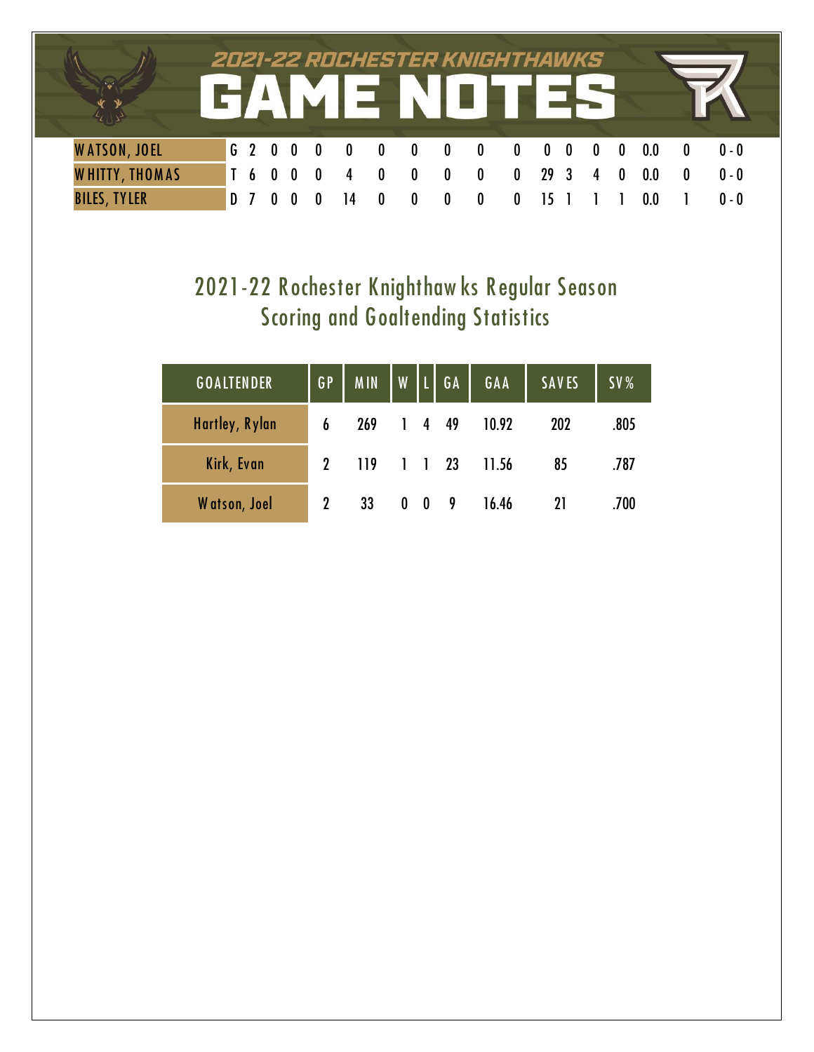| WATSON, JOEL | G | 2 | 0 | 0 | 0 | 0 | 0 | 0 | 0 | 0 | 0 | 0 | 0 | 0 | 0 | 0.0 | 0 | 0 - 0 |
|---|---|---|---|---|---|---|---|---|---|---|---|---|---|---|---|---|---|---|
| WHITTY, THOMAS | T | 6 | 0 | 0 | 0 | 4 | 0 | 0 | 0 | 0 | 0 | 29 | 3 | 4 | 0 | 0.0 | 0 | 0 - 0 |
| BILES, TYLER | D | 7 | 0 | 0 | 0 | 14 | 0 | 0 | 0 | 0 | 0 | 15 | 1 | 1 | 1 | 0.0 | 1 | 0 - 0 |

## 2021-22 Rochester Knighthawks Regular Season Scoring and Goaltending Statistics

| GOALTENDER | GP | MIN | W | L | GA | GAA | SAVES | SV% |
|---|---|---|---|---|---|---|---|---|
| Hartley, Rylan | 6 | 269 | 1 | 4 | 49 | 10.92 | 202 | .805 |
| Kirk, Evan | 2 | 119 | 1 | 1 | 23 | 11.56 | 85 | .787 |
| Watson, Joel | 2 | 33 | 0 | 0 | 9 | 16.46 | 21 | .700 |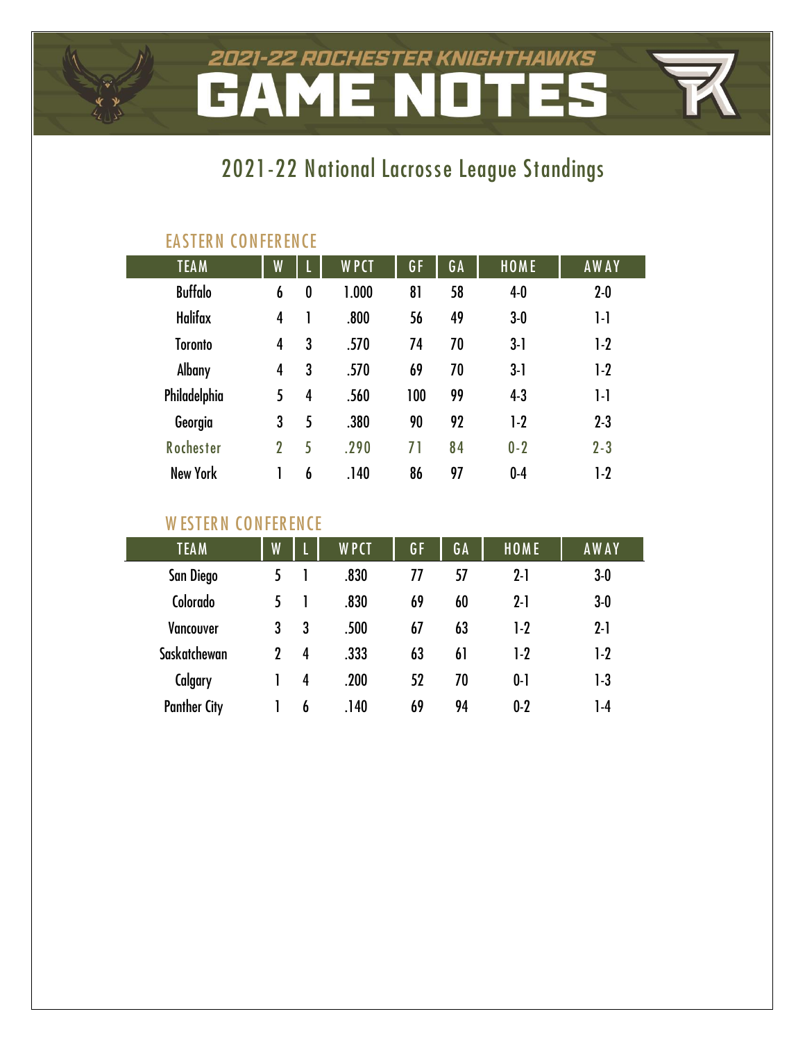# 2021-22 ROCHESTER KNIGHTHAWKS GAME NOTES

## 2021-22 National Lacrosse League Standings

### EASTERN CONFERENCE

| TEAM | W | L | WPCT | GF | GA | HOME | AWAY |
|---|---|---|---|---|---|---|---|
| Buffalo | 6 | 0 | 1.000 | 81 | 58 | 4-0 | 2-0 |
| Halifax | 4 | 1 | .800 | 56 | 49 | 3-0 | 1-1 |
| Toronto | 4 | 3 | .570 | 74 | 70 | 3-1 | 1-2 |
| Albany | 4 | 3 | .570 | 69 | 70 | 3-1 | 1-2 |
| Philadelphia | 5 | 4 | .560 | 100 | 99 | 4-3 | 1-1 |
| Georgia | 3 | 5 | .380 | 90 | 92 | 1-2 | 2-3 |
| Rochester | 2 | 5 | .290 | 71 | 84 | 0-2 | 2-3 |
| New York | 1 | 6 | .140 | 86 | 97 | 0-4 | 1-2 |

### WESTERN CONFERENCE

| TEAM | W | L | WPCT | GF | GA | HOME | AWAY |
|---|---|---|---|---|---|---|---|
| San Diego | 5 | 1 | .830 | 77 | 57 | 2-1 | 3-0 |
| Colorado | 5 | 1 | .830 | 69 | 60 | 2-1 | 3-0 |
| Vancouver | 3 | 3 | .500 | 67 | 63 | 1-2 | 2-1 |
| Saskatchewan | 2 | 4 | .333 | 63 | 61 | 1-2 | 1-2 |
| Calgary | 1 | 4 | .200 | 52 | 70 | 0-1 | 1-3 |
| Panther City | 1 | 6 | .140 | 69 | 94 | 0-2 | 1-4 |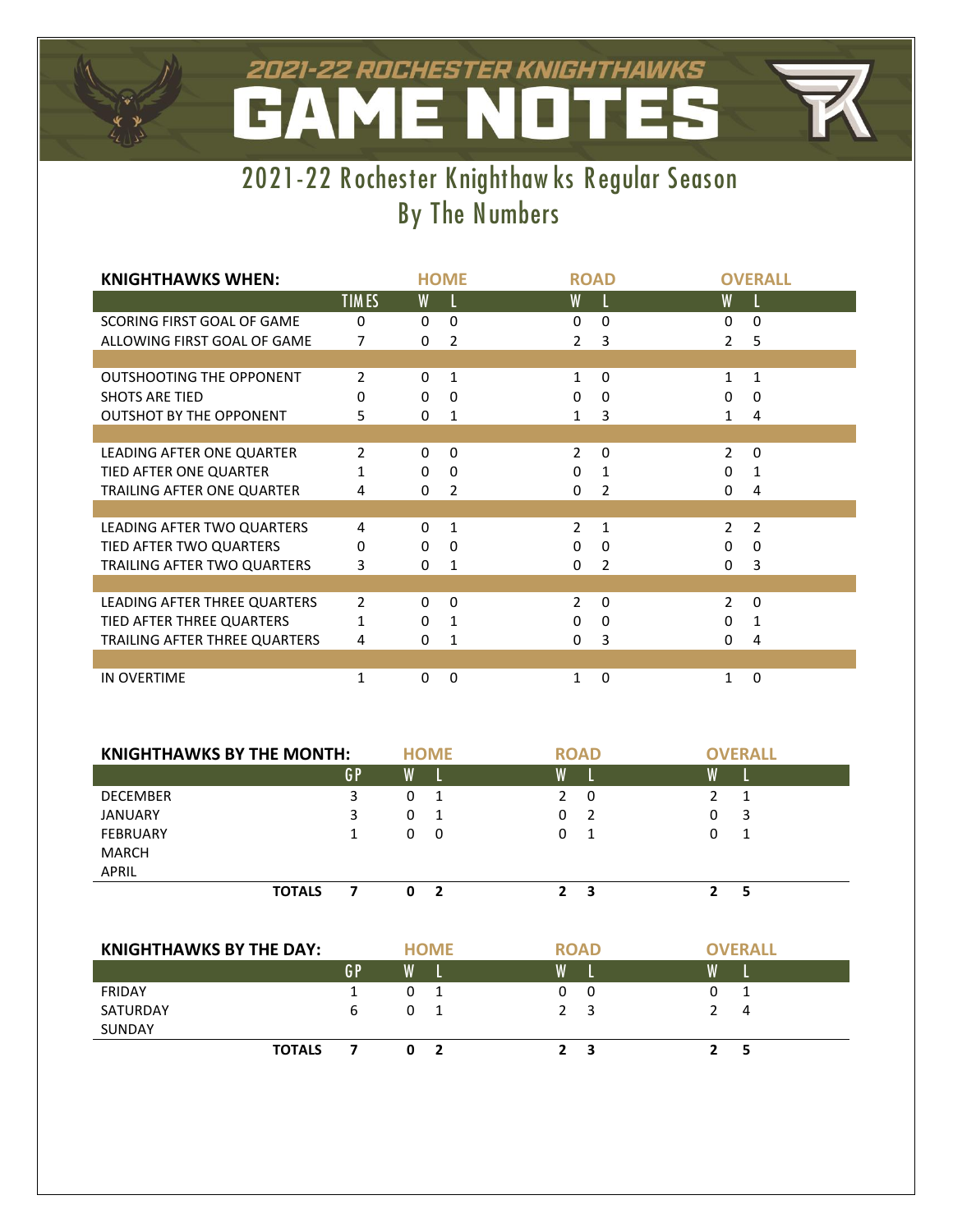# 2021-22 ROCHESTER KNIGHTHAWKS GAME NOTES

## 2021-22 Rochester Knighthawks Regular Season
## By The Numbers

| KNIGHTHAWKS WHEN: | | HOME | | ROAD | | OVERALL | |
|---|---|---|---|---|---|---|---|
| | TIMES | W | L | W | L | W | L |
| SCORING FIRST GOAL OF GAME | 0 | 0 | 0 | 0 | 0 | 0 | 0 |
| ALLOWING FIRST GOAL OF GAME | 7 | 0 | 2 | 2 | 3 | 2 | 5 |
| OUTSHOOTING THE OPPONENT | 2 | 0 | 1 | 1 | 0 | 1 | 1 |
| SHOTS ARE TIED | 0 | 0 | 0 | 0 | 0 | 0 | 0 |
| OUTSHOT BY THE OPPONENT | 5 | 0 | 1 | 1 | 3 | 1 | 4 |
| LEADING AFTER ONE QUARTER | 2 | 0 | 0 | 2 | 0 | 2 | 0 |
| TIED AFTER ONE QUARTER | 1 | 0 | 0 | 0 | 1 | 0 | 1 |
| TRAILING AFTER ONE QUARTER | 4 | 0 | 2 | 0 | 2 | 0 | 4 |
| LEADING AFTER TWO QUARTERS | 4 | 0 | 1 | 2 | 1 | 2 | 2 |
| TIED AFTER TWO QUARTERS | 0 | 0 | 0 | 0 | 0 | 0 | 0 |
| TRAILING AFTER TWO QUARTERS | 3 | 0 | 1 | 0 | 2 | 0 | 3 |
| LEADING AFTER THREE QUARTERS | 2 | 0 | 0 | 2 | 0 | 2 | 0 |
| TIED AFTER THREE QUARTERS | 1 | 0 | 1 | 0 | 0 | 0 | 1 |
| TRAILING AFTER THREE QUARTERS | 4 | 0 | 1 | 0 | 3 | 0 | 4 |
| IN OVERTIME | 1 | 0 | 0 | 1 | 0 | 1 | 0 |

| KNIGHTHAWKS BY THE MONTH: | | HOME | | ROAD | | OVERALL | |
|---|---|---|---|---|---|---|---|
| | GP | W | L | W | L | W | L |
| DECEMBER | 3 | 0 | 1 | 2 | 0 | 2 | 1 |
| JANUARY | 3 | 0 | 1 | 0 | 2 | 0 | 3 |
| FEBRUARY | 1 | 0 | 0 | 0 | 1 | 0 | 1 |
| MARCH | | | | | | | |
| APRIL | | | | | | | |
| **TOTALS** | **7** | **0** | **2** | **2** | **3** | **2** | **5** |

| KNIGHTHAWKS BY THE DAY: | | HOME | | ROAD | | OVERALL | |
|---|---|---|---|---|---|---|---|
| | GP | W | L | W | L | W | L |
| FRIDAY | 1 | 0 | 1 | 0 | 0 | 0 | 1 |
| SATURDAY | 6 | 0 | 1 | 2 | 3 | 2 | 4 |
| SUNDAY | | | | | | | |
| **TOTALS** | **7** | **0** | **2** | **2** | **3** | **2** | **5** |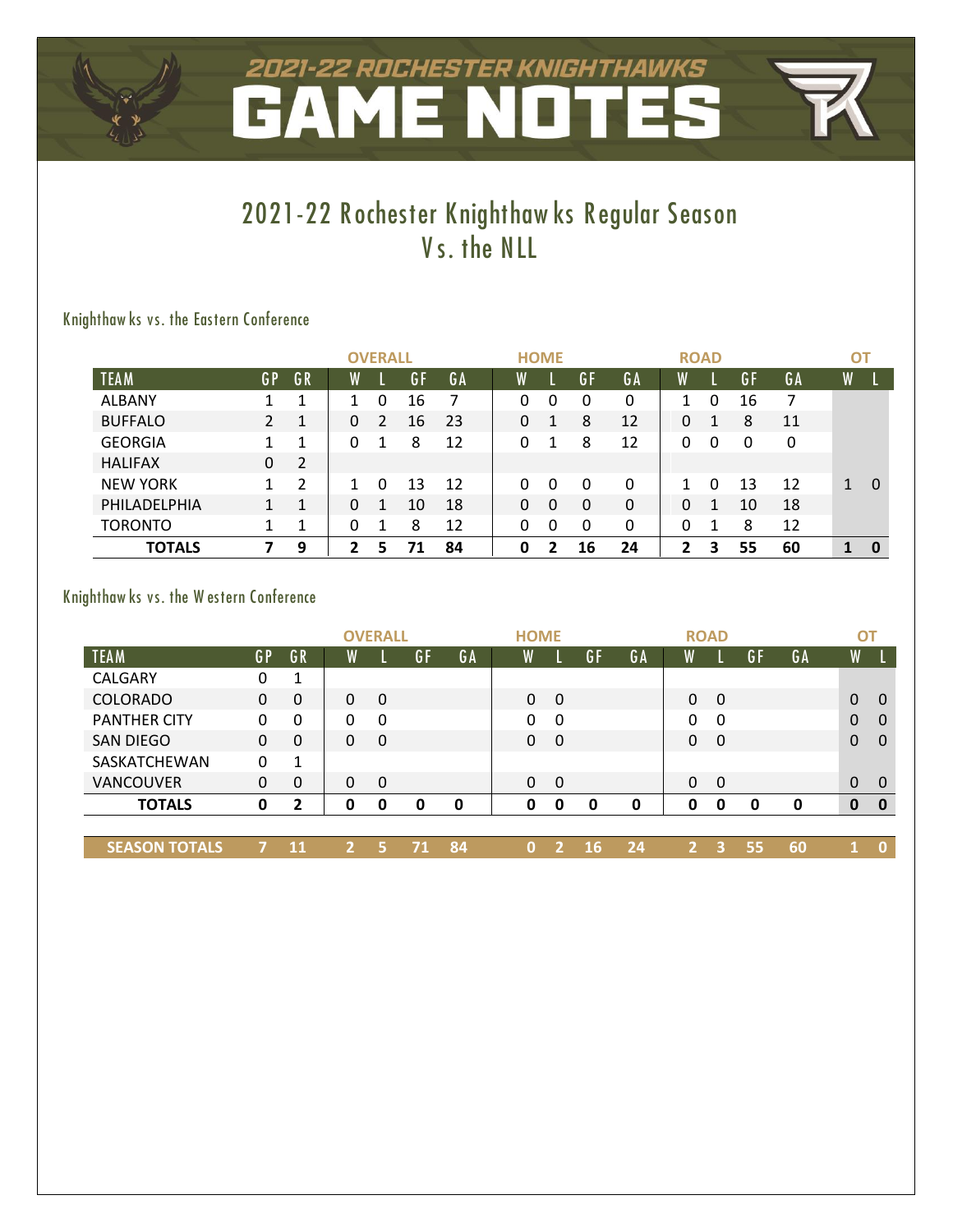# 2021-22 ROCHESTER KNIGHTHAWKS GAME NOTES

## 2021-22 Rochester Knighthawks Regular Season Vs. the NLL

### Knighthawks vs. the Eastern Conference

| | | | OVERALL | | | | HOME | | | | ROAD | | | | OT | |
|---|---|---|---|---|---|---|---|---|---|---|---|---|---|---|---|---|
| TEAM | GP | GR | W | L | GF | GA | W | L | GF | GA | W | L | GF | GA | W | L |
| ALBANY | 1 | 1 | 1 | 0 | 16 | 7 | 0 | 0 | 0 | 0 | 1 | 0 | 16 | 7 | | |
| BUFFALO | 2 | 1 | 0 | 2 | 16 | 23 | 0 | 1 | 8 | 12 | 0 | 1 | 8 | 11 | | |
| GEORGIA | 1 | 1 | 0 | 1 | 8 | 12 | 0 | 1 | 8 | 12 | 0 | 0 | 0 | 0 | | |
| HALIFAX | 0 | 2 | | | | | | | | | | | | | | |
| NEW YORK | 1 | 2 | 1 | 0 | 13 | 12 | 0 | 0 | 0 | 0 | 1 | 0 | 13 | 12 | 1 | 0 |
| PHILADELPHIA | 1 | 1 | 0 | 1 | 10 | 18 | 0 | 0 | 0 | 0 | 0 | 1 | 10 | 18 | | |
| TORONTO | 1 | 1 | 0 | 1 | 8 | 12 | 0 | 0 | 0 | 0 | 0 | 1 | 8 | 12 | | |
| **TOTALS** | **7** | **9** | **2** | **5** | **71** | **84** | **0** | **2** | **16** | **24** | **2** | **3** | **55** | **60** | **1** | **0** |

### Knighthawks vs. the Western Conference

| | | | OVERALL | | | | HOME | | | | ROAD | | | | OT | |
|---|---|---|---|---|---|---|---|---|---|---|---|---|---|---|---|---|
| TEAM | GP | GR | W | L | GF | GA | W | L | GF | GA | W | L | GF | GA | W | L |
| CALGARY | 0 | 1 | | | | | | | | | | | | | | |
| COLORADO | 0 | 0 | 0 | 0 | | | 0 | 0 | | | 0 | 0 | | | 0 | 0 |
| PANTHER CITY | 0 | 0 | 0 | 0 | | | 0 | 0 | | | 0 | 0 | | | 0 | 0 |
| SAN DIEGO | 0 | 0 | 0 | 0 | | | 0 | 0 | | | 0 | 0 | | | 0 | 0 |
| SASKATCHEWAN | 0 | 1 | | | | | | | | | | | | | | |
| VANCOUVER | 0 | 0 | 0 | 0 | | | 0 | 0 | | | 0 | 0 | | | 0 | 0 |
| **TOTALS** | **0** | **2** | **0** | **0** | **0** | **0** | **0** | **0** | **0** | **0** | **0** | **0** | **0** | **0** | **0** | **0** |
| **SEASON TOTALS** | **7** | **11** | **2** | **5** | **71** | **84** | **0** | **2** | **16** | **24** | **2** | **3** | **55** | **60** | **1** | **0** |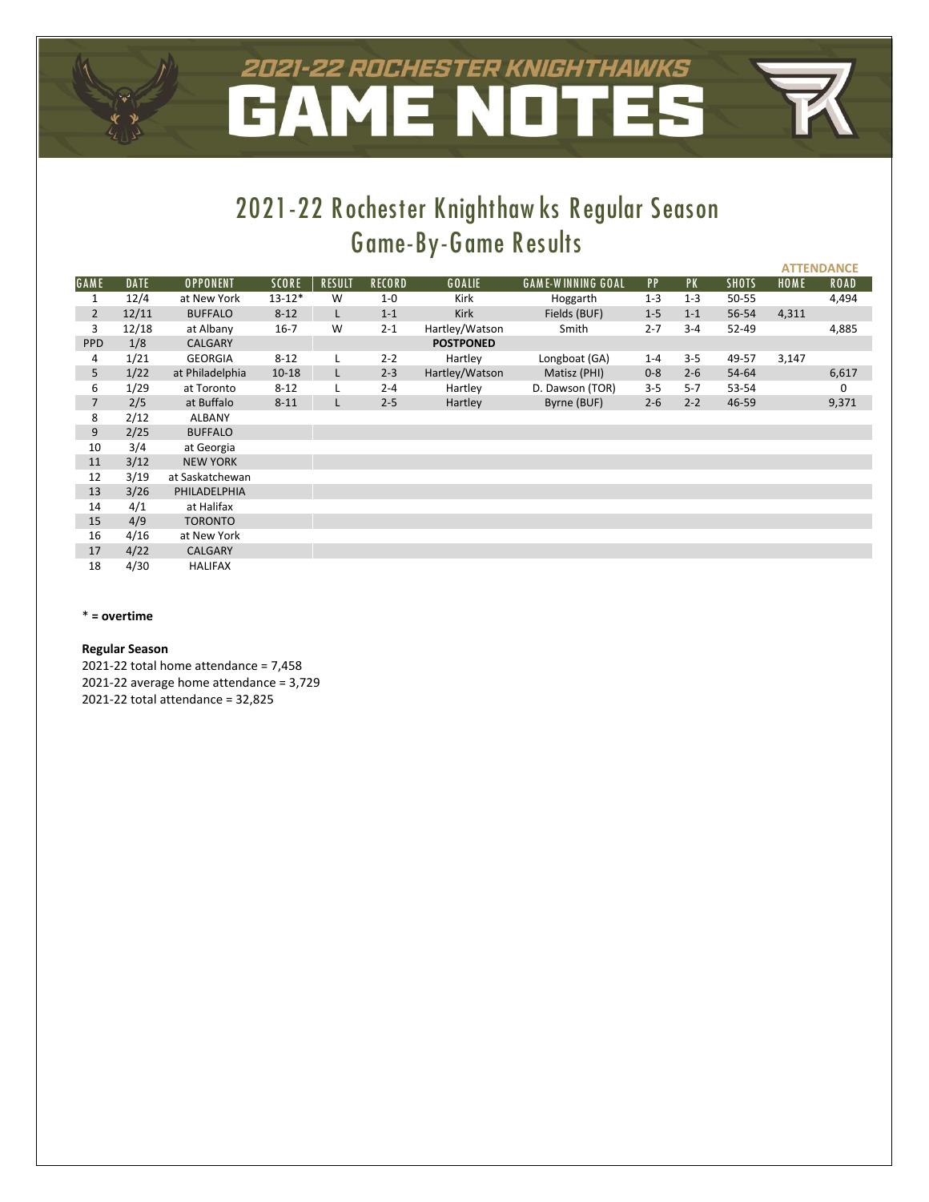# 2021-22 ROCHESTER KNIGHTHAWKS GAME NOTES

## 2021-22 Rochester Knighthawks Regular Season Game-By-Game Results

| | | | | | | | | | | | ATTENDANCE | |
|---|---|---|---|---|---|---|---|---|---|---|---|---|
| GAME | DATE | OPPONENT | SCORE | RESULT | RECORD | GOALIE | GAME-WINNING GOAL | PP | PK | SHOTS | HOME | ROAD |
| 1 | 12/4 | at New York | 13-12* | W | 1-0 | Kirk | Hoggarth | 1-3 | 1-3 | 50-55 | | 4,494 |
| 2 | 12/11 | BUFFALO | 8-12 | L | 1-1 | Kirk | Fields (BUF) | 1-5 | 1-1 | 56-54 | 4,311 | |
| 3 | 12/18 | at Albany | 16-7 | W | 2-1 | Hartley/Watson | Smith | 2-7 | 3-4 | 52-49 | | 4,885 |
| PPD | 1/8 | CALGARY | | | | POSTPONED | | | | | | |
| 4 | 1/21 | GEORGIA | 8-12 | L | 2-2 | Hartley | Longboat (GA) | 1-4 | 3-5 | 49-57 | 3,147 | |
| 5 | 1/22 | at Philadelphia | 10-18 | L | 2-3 | Hartley/Watson | Matisz (PHI) | 0-8 | 2-6 | 54-64 | | 6,617 |
| 6 | 1/29 | at Toronto | 8-12 | L | 2-4 | Hartley | D. Dawson (TOR) | 3-5 | 5-7 | 53-54 | | 0 |
| 7 | 2/5 | at Buffalo | 8-11 | L | 2-5 | Hartley | Byrne (BUF) | 2-6 | 2-2 | 46-59 | | 9,371 |
| 8 | 2/12 | ALBANY | | | | | | | | | | |
| 9 | 2/25 | BUFFALO | | | | | | | | | | |
| 10 | 3/4 | at Georgia | | | | | | | | | | |
| 11 | 3/12 | NEW YORK | | | | | | | | | | |
| 12 | 3/19 | at Saskatchewan | | | | | | | | | | |
| 13 | 3/26 | PHILADELPHIA | | | | | | | | | | |
| 14 | 4/1 | at Halifax | | | | | | | | | | |
| 15 | 4/9 | TORONTO | | | | | | | | | | |
| 16 | 4/16 | at New York | | | | | | | | | | |
| 17 | 4/22 | CALGARY | | | | | | | | | | |
| 18 | 4/30 | HALIFAX | | | | | | | | | | |

**\* = overtime**

**Regular Season**

2021-22 total home attendance = 7,458

2021-22 average home attendance = 3,729

2021-22 total attendance = 32,825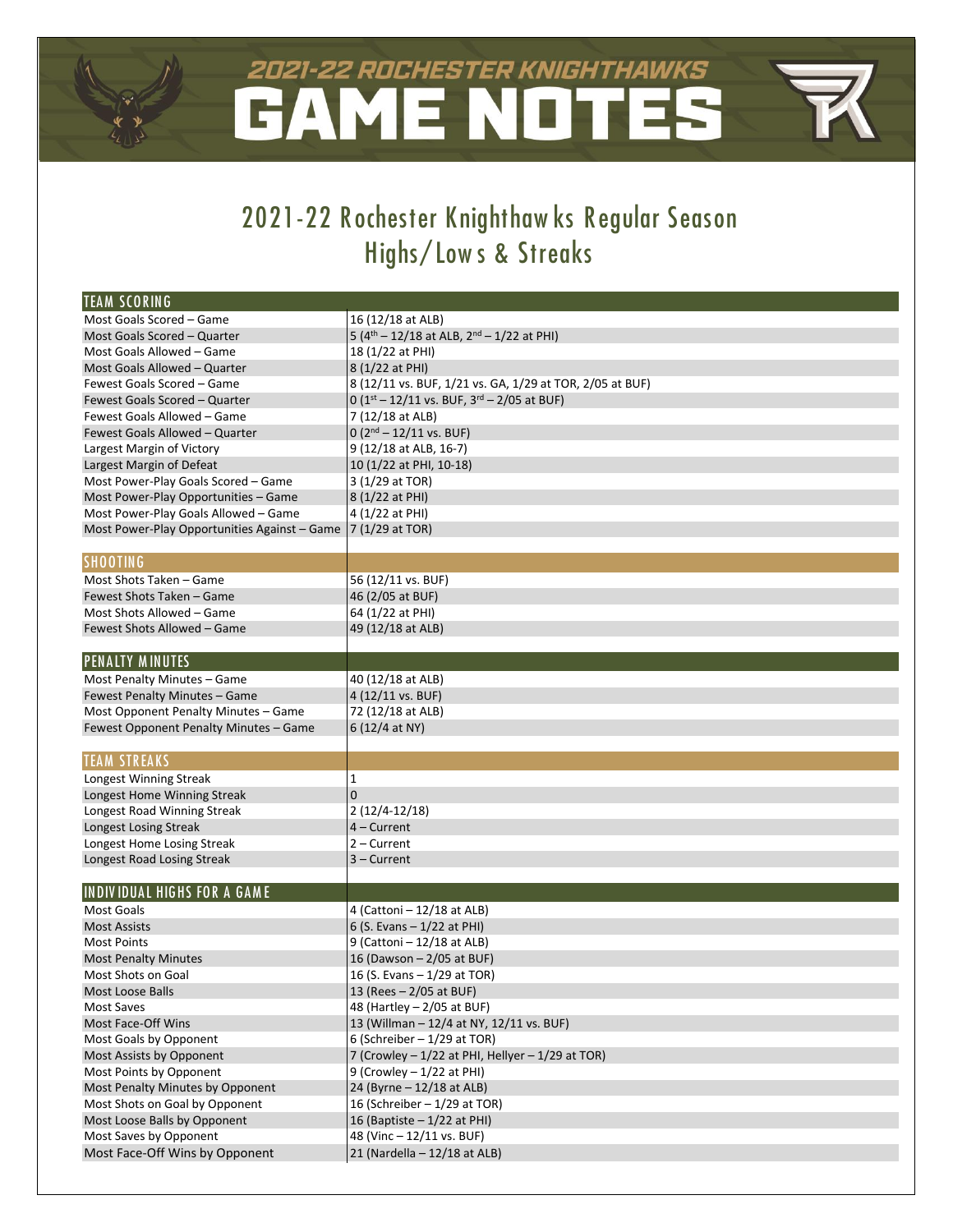# 2021-22 ROCHESTER KNIGHTHAWKS GAME NOTES

## 2021-22 Rochester Knighthawks Regular Season Highs/Lows & Streaks

| TEAM SCORING | |
|---|---|
| Most Goals Scored – Game | 16 (12/18 at ALB) |
| Most Goals Scored – Quarter | 5 (4th – 12/18 at ALB, 2nd – 1/22 at PHI) |
| Most Goals Allowed – Game | 18 (1/22 at PHI) |
| Most Goals Allowed – Quarter | 8 (1/22 at PHI) |
| Fewest Goals Scored – Game | 8 (12/11 vs. BUF, 1/21 vs. GA, 1/29 at TOR, 2/05 at BUF) |
| Fewest Goals Scored – Quarter | 0 (1st – 12/11 vs. BUF, 3rd – 2/05 at BUF) |
| Fewest Goals Allowed – Game | 7 (12/18 at ALB) |
| Fewest Goals Allowed – Quarter | 0 (2nd – 12/11 vs. BUF) |
| Largest Margin of Victory | 9 (12/18 at ALB, 16-7) |
| Largest Margin of Defeat | 10 (1/22 at PHI, 10-18) |
| Most Power-Play Goals Scored – Game | 3 (1/29 at TOR) |
| Most Power-Play Opportunities – Game | 8 (1/22 at PHI) |
| Most Power-Play Goals Allowed – Game | 4 (1/22 at PHI) |
| Most Power-Play Opportunities Against – Game | 7 (1/29 at TOR) |

| SHOOTING | |
|---|---|
| Most Shots Taken – Game | 56 (12/11 vs. BUF) |
| Fewest Shots Taken – Game | 46 (2/05 at BUF) |
| Most Shots Allowed – Game | 64 (1/22 at PHI) |
| Fewest Shots Allowed – Game | 49 (12/18 at ALB) |

| PENALTY MINUTES | |
|---|---|
| Most Penalty Minutes – Game | 40 (12/18 at ALB) |
| Fewest Penalty Minutes – Game | 4 (12/11 vs. BUF) |
| Most Opponent Penalty Minutes – Game | 72 (12/18 at ALB) |
| Fewest Opponent Penalty Minutes – Game | 6 (12/4 at NY) |

| TEAM STREAKS | |
|---|---|
| Longest Winning Streak | 1 |
| Longest Home Winning Streak | 0 |
| Longest Road Winning Streak | 2 (12/4-12/18) |
| Longest Losing Streak | 4 – Current |
| Longest Home Losing Streak | 2 – Current |
| Longest Road Losing Streak | 3 – Current |

| INDIVIDUAL HIGHS FOR A GAME | |
|---|---|
| Most Goals | 4 (Cattoni – 12/18 at ALB) |
| Most Assists | 6 (S. Evans – 1/22 at PHI) |
| Most Points | 9 (Cattoni – 12/18 at ALB) |
| Most Penalty Minutes | 16 (Dawson – 2/05 at BUF) |
| Most Shots on Goal | 16 (S. Evans – 1/29 at TOR) |
| Most Loose Balls | 13 (Rees – 2/05 at BUF) |
| Most Saves | 48 (Hartley – 2/05 at BUF) |
| Most Face-Off Wins | 13 (Willman – 12/4 at NY, 12/11 vs. BUF) |
| Most Goals by Opponent | 6 (Schreiber – 1/29 at TOR) |
| Most Assists by Opponent | 7 (Crowley – 1/22 at PHI, Hellyer – 1/29 at TOR) |
| Most Points by Opponent | 9 (Crowley – 1/22 at PHI) |
| Most Penalty Minutes by Opponent | 24 (Byrne – 12/18 at ALB) |
| Most Shots on Goal by Opponent | 16 (Schreiber – 1/29 at TOR) |
| Most Loose Balls by Opponent | 16 (Baptiste – 1/22 at PHI) |
| Most Saves by Opponent | 48 (Vinc – 12/11 vs. BUF) |
| Most Face-Off Wins by Opponent | 21 (Nardella – 12/18 at ALB) |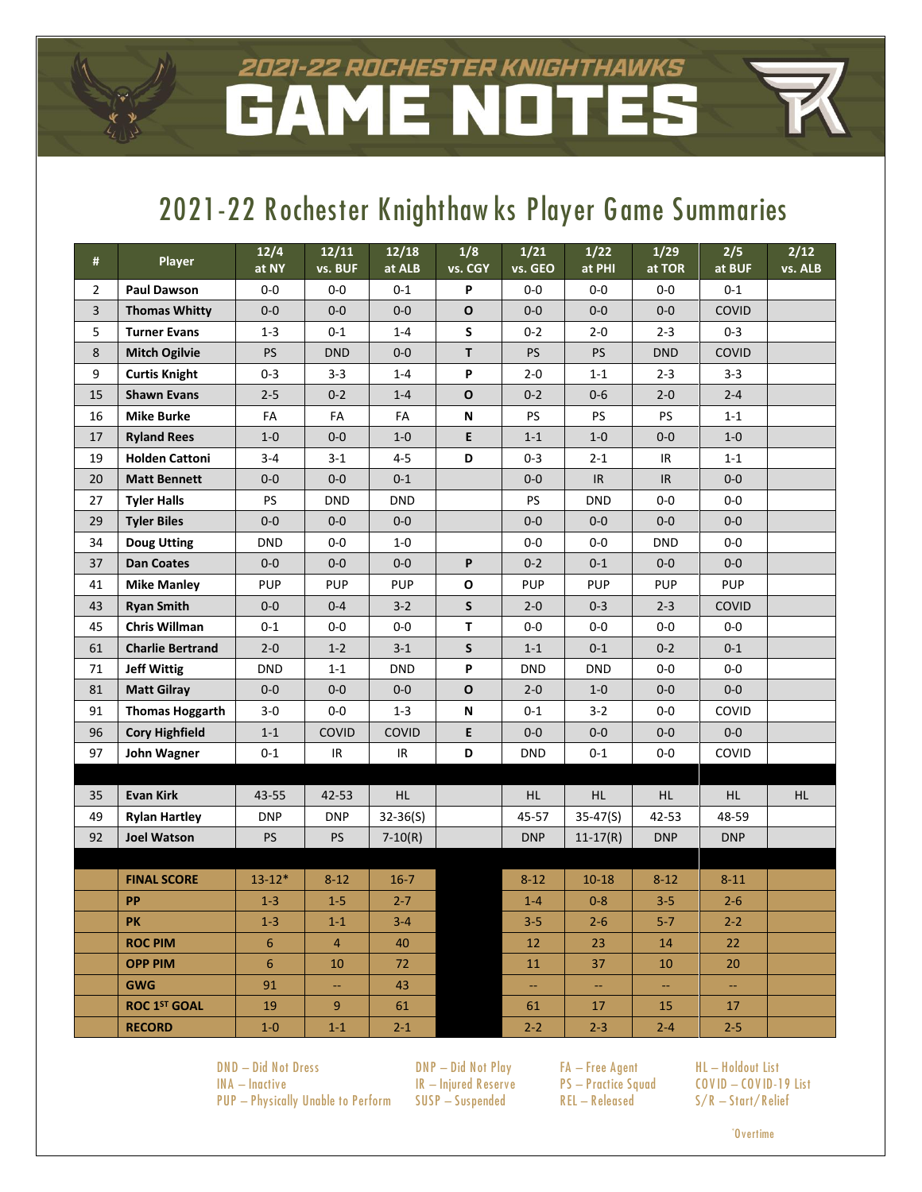# 2021-22 ROCHESTER KNIGHTHAWKS GAME NOTES

## 2021-22 Rochester Knighthawks Player Game Summaries

| # | Player | 12/4 at NY | 12/11 vs. BUF | 12/18 at ALB | 1/8 vs. CGY | 1/21 vs. GEO | 1/22 at PHI | 1/29 at TOR | 2/5 at BUF | 2/12 vs. ALB |
|---|---|---|---|---|---|---|---|---|---|---|
| 2 | Paul Dawson | 0-0 | 0-0 | 0-1 | P | 0-0 | 0-0 | 0-0 | 0-1 | |
| 3 | Thomas Whitty | 0-0 | 0-0 | 0-0 | O | 0-0 | 0-0 | 0-0 | COVID | |
| 5 | Turner Evans | 1-3 | 0-1 | 1-4 | S | 0-2 | 2-0 | 2-3 | 0-3 | |
| 8 | Mitch Ogilvie | PS | DND | 0-0 | T | PS | PS | DND | COVID | |
| 9 | Curtis Knight | 0-3 | 3-3 | 1-4 | P | 2-0 | 1-1 | 2-3 | 3-3 | |
| 15 | Shawn Evans | 2-5 | 0-2 | 1-4 | O | 0-2 | 0-6 | 2-0 | 2-4 | |
| 16 | Mike Burke | FA | FA | FA | N | PS | PS | PS | 1-1 | |
| 17 | Ryland Rees | 1-0 | 0-0 | 1-0 | E | 1-1 | 1-0 | 0-0 | 1-0 | |
| 19 | Holden Cattoni | 3-4 | 3-1 | 4-5 | D | 0-3 | 2-1 | IR | 1-1 | |
| 20 | Matt Bennett | 0-0 | 0-0 | 0-1 | | 0-0 | IR | IR | 0-0 | |
| 27 | Tyler Halls | PS | DND | DND | | PS | DND | 0-0 | 0-0 | |
| 29 | Tyler Biles | 0-0 | 0-0 | 0-0 | | 0-0 | 0-0 | 0-0 | 0-0 | |
| 34 | Doug Utting | DND | 0-0 | 1-0 | | 0-0 | 0-0 | DND | 0-0 | |
| 37 | Dan Coates | 0-0 | 0-0 | 0-0 | P | 0-2 | 0-1 | 0-0 | 0-0 | |
| 41 | Mike Manley | PUP | PUP | PUP | O | PUP | PUP | PUP | PUP | |
| 43 | Ryan Smith | 0-0 | 0-4 | 3-2 | S | 2-0 | 0-3 | 2-3 | COVID | |
| 45 | Chris Willman | 0-1 | 0-0 | 0-0 | T | 0-0 | 0-0 | 0-0 | 0-0 | |
| 61 | Charlie Bertrand | 2-0 | 1-2 | 3-1 | S | 1-1 | 0-1 | 0-2 | 0-1 | |
| 71 | Jeff Wittig | DND | 1-1 | DND | P | DND | DND | 0-0 | 0-0 | |
| 81 | Matt Gilray | 0-0 | 0-0 | 0-0 | O | 2-0 | 1-0 | 0-0 | 0-0 | |
| 91 | Thomas Hoggarth | 3-0 | 0-0 | 1-3 | N | 0-1 | 3-2 | 0-0 | COVID | |
| 96 | Cory Highfield | 1-1 | COVID | COVID | E | 0-0 | 0-0 | 0-0 | 0-0 | |
| 97 | John Wagner | 0-1 | IR | IR | D | DND | 0-1 | 0-0 | COVID | |
| | | | | | | | | | | |
| 35 | Evan Kirk | 43-55 | 42-53 | HL | | HL | HL | HL | HL | HL |
| 49 | Rylan Hartley | DNP | DNP | 32-36(S) | | 45-57 | 35-47(S) | 42-53 | 48-59 | |
| 92 | Joel Watson | PS | PS | 7-10(R) | | DNP | 11-17(R) | DNP | DNP | |
| | | | | | | | | | | |
| | FINAL SCORE | 13-12* | 8-12 | 16-7 | | 8-12 | 10-18 | 8-12 | 8-11 | |
| | PP | 1-3 | 1-5 | 2-7 | | 1-4 | 0-8 | 3-5 | 2-6 | |
| | PK | 1-3 | 1-1 | 3-4 | | 3-5 | 2-6 | 5-7 | 2-2 | |
| | ROC PIM | 6 | 4 | 40 | | 12 | 23 | 14 | 22 | |
| | OPP PIM | 6 | 10 | 72 | | 11 | 37 | 10 | 20 | |
| | GWG | 91 | -- | 43 | | -- | -- | -- | -- | |
| | ROC 1ST GOAL | 19 | 9 | 61 | | 61 | 17 | 15 | 17 | |
| | RECORD | 1-0 | 1-1 | 2-1 | | 2-2 | 2-3 | 2-4 | 2-5 | |

DND – Did Not Dress
INA – Inactive
PUP – Physically Unable to Perform
DNP – Did Not Play
IR – Injured Reserve
SUSP – Suspended
FA – Free Agent
PS – Practice Squad
REL – Released
HL – Holdout List
COVID – COVID-19 List
S/R – Start/Relief

*Overtime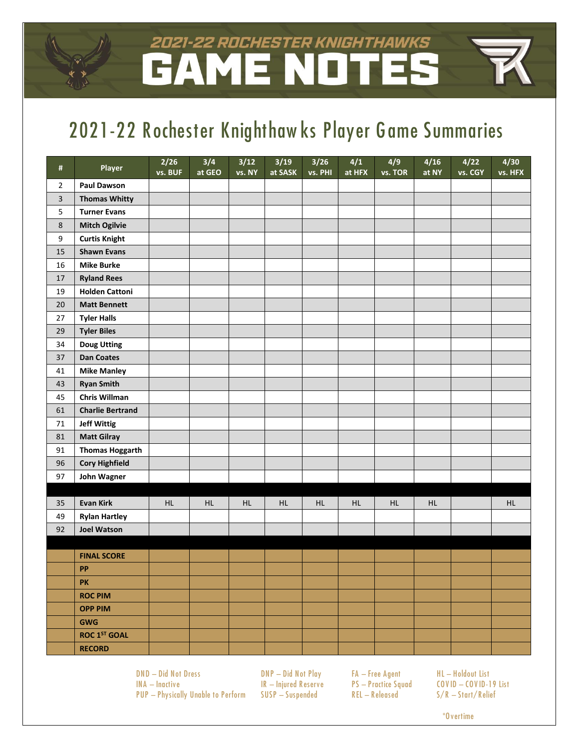# 2021-22 ROCHESTER KNIGHTHAWKS GAME NOTES

## 2021-22 Rochester Knighthawks Player Game Summaries

| # | Player | 2/26 vs. BUF | 3/4 at GEO | 3/12 vs. NY | 3/19 at SASK | 3/26 vs. PHI | 4/1 at HFX | 4/9 vs. TOR | 4/16 at NY | 4/22 vs. CGY | 4/30 vs. HFX |
|---|---|---|---|---|---|---|---|---|---|---|---|
| 2 | **Paul Dawson** | | | | | | | | | | |
| 3 | **Thomas Whitty** | | | | | | | | | | |
| 5 | **Turner Evans** | | | | | | | | | | |
| 8 | **Mitch Ogilvie** | | | | | | | | | | |
| 9 | **Curtis Knight** | | | | | | | | | | |
| 15 | **Shawn Evans** | | | | | | | | | | |
| 16 | **Mike Burke** | | | | | | | | | | |
| 17 | **Ryland Rees** | | | | | | | | | | |
| 19 | **Holden Cattoni** | | | | | | | | | | |
| 20 | **Matt Bennett** | | | | | | | | | | |
| 27 | **Tyler Halls** | | | | | | | | | | |
| 29 | **Tyler Biles** | | | | | | | | | | |
| 34 | **Doug Utting** | | | | | | | | | | |
| 37 | **Dan Coates** | | | | | | | | | | |
| 41 | **Mike Manley** | | | | | | | | | | |
| 43 | **Ryan Smith** | | | | | | | | | | |
| 45 | **Chris Willman** | | | | | | | | | | |
| 61 | **Charlie Bertrand** | | | | | | | | | | |
| 71 | **Jeff Wittig** | | | | | | | | | | |
| 81 | **Matt Gilray** | | | | | | | | | | |
| 91 | **Thomas Hoggarth** | | | | | | | | | | |
| 96 | **Cory Highfield** | | | | | | | | | | |
| 97 | **John Wagner** | | | | | | | | | | |
| | | | | | | | | | | | |
| 35 | **Evan Kirk** | HL | HL | HL | HL | HL | HL | HL | HL | | HL |
| 49 | **Rylan Hartley** | | | | | | | | | | |
| 92 | **Joel Watson** | | | | | | | | | | |
| | | | | | | | | | | | |
| | **FINAL SCORE** | | | | | | | | | | |
| | **PP** | | | | | | | | | | |
| | **PK** | | | | | | | | | | |
| | **ROC PIM** | | | | | | | | | | |
| | **OPP PIM** | | | | | | | | | | |
| | **GWG** | | | | | | | | | | |
| | **ROC 1ST GOAL** | | | | | | | | | | |
| | **RECORD** | | | | | | | | | | |

DND – Did Not Dress
INA – Inactive
PUP – Physically Unable to Perform
DNP – Did Not Play
IR – Injured Reserve
SUSP – Suspended
FA – Free Agent
PS – Practice Squad
REL – Released
HL – Holdout List
COVID – COVID-19 List
S/R – Start/Relief

*Overtime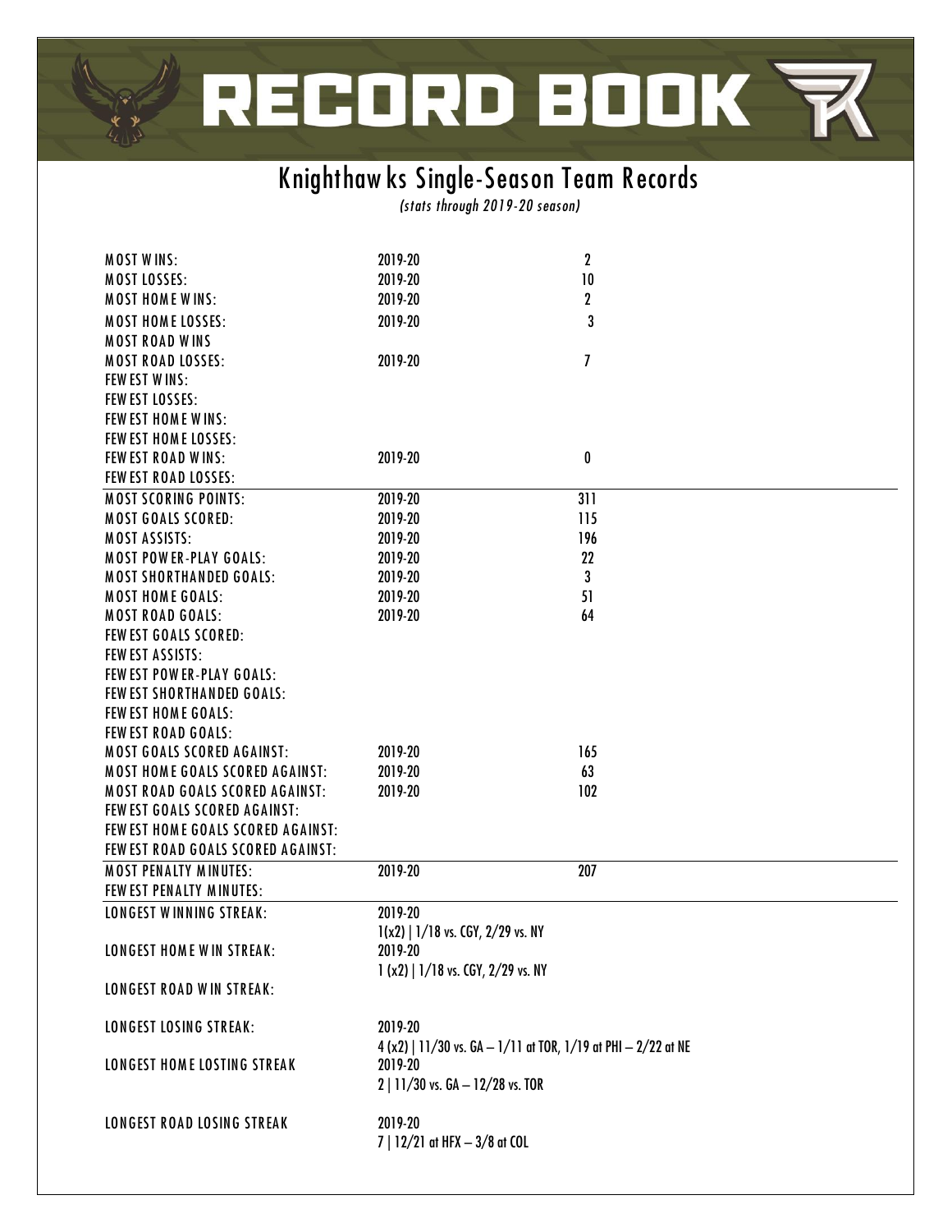# RECORD BOOK

## Knighthawks Single-Season Team Records

*(stats through 2019-20 season)*

| | | |
|---|---|---|
| MOST WINS: | 2019-20 | 2 |
| MOST LOSSES: | 2019-20 | 10 |
| MOST HOME WINS: | 2019-20 | 2 |
| MOST HOME LOSSES: | 2019-20 | 3 |
| MOST ROAD WINS | | |
| MOST ROAD LOSSES: | 2019-20 | 7 |
| FEWEST WINS: | | |
| FEWEST LOSSES: | | |
| FEWEST HOME WINS: | | |
| FEWEST HOME LOSSES: | | |
| FEWEST ROAD WINS: | 2019-20 | 0 |
| FEWEST ROAD LOSSES: | | |
| MOST SCORING POINTS: | 2019-20 | 311 |
| MOST GOALS SCORED: | 2019-20 | 115 |
| MOST ASSISTS: | 2019-20 | 196 |
| MOST POWER-PLAY GOALS: | 2019-20 | 22 |
| MOST SHORTHANDED GOALS: | 2019-20 | 3 |
| MOST HOME GOALS: | 2019-20 | 51 |
| MOST ROAD GOALS: | 2019-20 | 64 |
| FEWEST GOALS SCORED: | | |
| FEWEST ASSISTS: | | |
| FEWEST POWER-PLAY GOALS: | | |
| FEWEST SHORTHANDED GOALS: | | |
| FEWEST HOME GOALS: | | |
| FEWEST ROAD GOALS: | | |
| MOST GOALS SCORED AGAINST: | 2019-20 | 165 |
| MOST HOME GOALS SCORED AGAINST: | 2019-20 | 63 |
| MOST ROAD GOALS SCORED AGAINST: | 2019-20 | 102 |
| FEWEST GOALS SCORED AGAINST: | | |
| FEWEST HOME GOALS SCORED AGAINST: | | |
| FEWEST ROAD GOALS SCORED AGAINST: | | |
| MOST PENALTY MINUTES: | 2019-20 | 207 |
| FEWEST PENALTY MINUTES: | | |
| LONGEST WINNING STREAK: | 2019-20<br>1(x2) \| 1/18 vs. CGY, 2/29 vs. NY | |
| LONGEST HOME WIN STREAK: | 2019-20<br>1 (x2) \| 1/18 vs. CGY, 2/29 vs. NY | |
| LONGEST ROAD WIN STREAK: | | |
| LONGEST LOSING STREAK: | 2019-20<br>4 (x2) \| 11/30 vs. GA – 1/11 at TOR, 1/19 at PHI – 2/22 at NE | |
| LONGEST HOME LOSTING STREAK | 2019-20<br>2 \| 11/30 vs. GA – 12/28 vs. TOR | |
| LONGEST ROAD LOSING STREAK | 2019-20<br>7 \| 12/21 at HFX – 3/8 at COL | |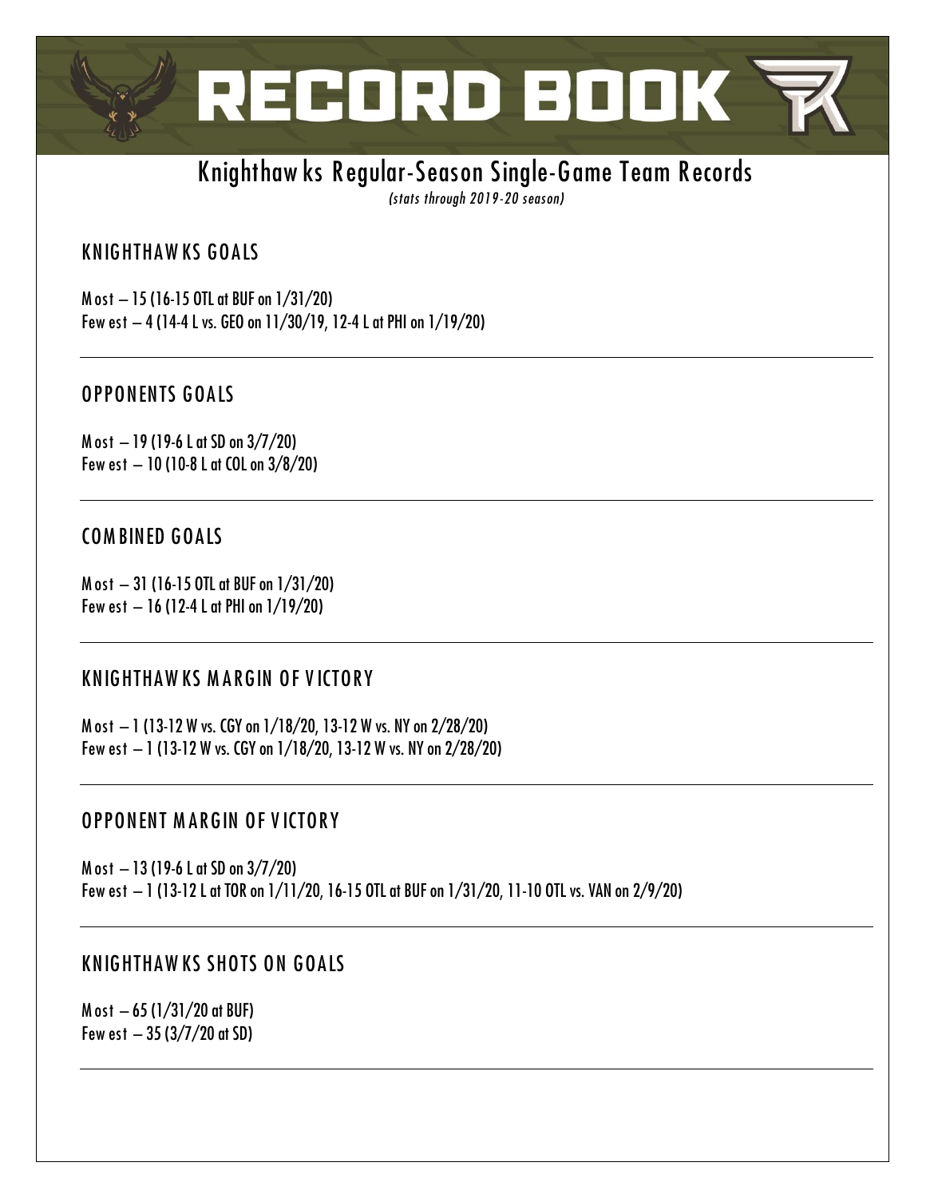# RECORD BOOK

## Knighthawks Regular-Season Single-Game Team Records

*(stats through 2019-20 season)*

### KNIGHTHAWKS GOALS

Most – 15 (16-15 OTL at BUF on 1/31/20)
Fewest – 4 (14-4 L vs. GEO on 11/30/19, 12-4 L at PHI on 1/19/20)

---

### OPPONENTS GOALS

Most – 19 (19-6 L at SD on 3/7/20)
Fewest – 10 (10-8 L at COL on 3/8/20)

---

### COMBINED GOALS

Most – 31 (16-15 OTL at BUF on 1/31/20)
Fewest – 16 (12-4 L at PHI on 1/19/20)

---

### KNIGHTHAWKS MARGIN OF VICTORY

Most – 1 (13-12 W vs. CGY on 1/18/20, 13-12 W vs. NY on 2/28/20)
Fewest – 1 (13-12 W vs. CGY on 1/18/20, 13-12 W vs. NY on 2/28/20)

---

### OPPONENT MARGIN OF VICTORY

Most – 13 (19-6 L at SD on 3/7/20)
Fewest – 1 (13-12 L at TOR on 1/11/20, 16-15 OTL at BUF on 1/31/20, 11-10 OTL vs. VAN on 2/9/20)

---

### KNIGHTHAWKS SHOTS ON GOALS

Most – 65 (1/31/20 at BUF)
Fewest – 35 (3/7/20 at SD)

---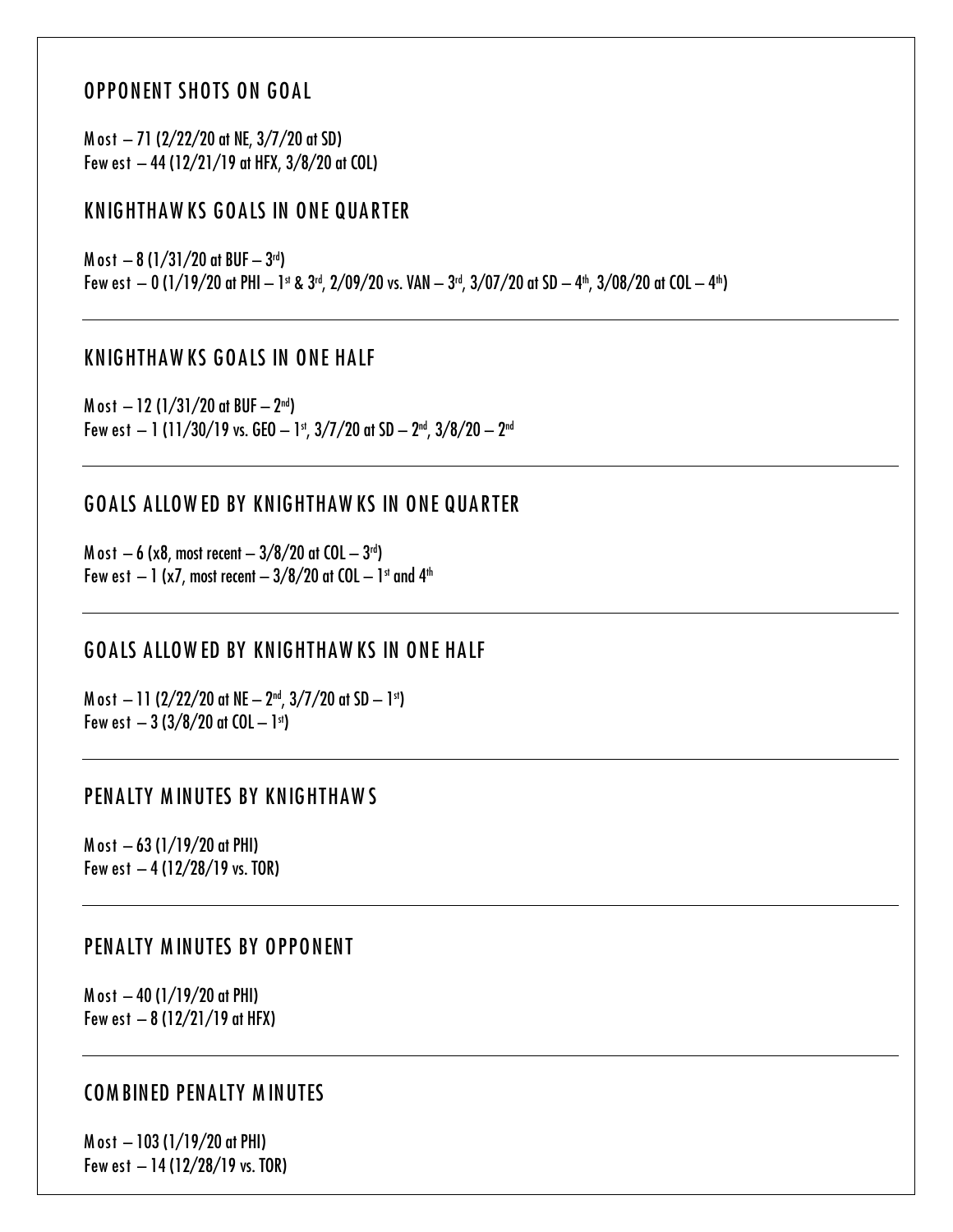## OPPONENT SHOTS ON GOAL

Most – 71 (2/22/20 at NE, 3/7/20 at SD)
Fewest – 44 (12/21/19 at HFX, 3/8/20 at COL)

## KNIGHTHAWKS GOALS IN ONE QUARTER

Most – 8 (1/31/20 at BUF – 3rd)
Fewest – 0 (1/19/20 at PHI – 1st & 3rd, 2/09/20 vs. VAN – 3rd, 3/07/20 at SD – 4th, 3/08/20 at COL – 4th)

## KNIGHTHAWKS GOALS IN ONE HALF

Most – 12 (1/31/20 at BUF – 2nd)
Fewest – 1 (11/30/19 vs. GEO – 1st, 3/7/20 at SD – 2nd, 3/8/20 – 2nd

## GOALS ALLOWED BY KNIGHTHAWKS IN ONE QUARTER

Most – 6 (x8, most recent – 3/8/20 at COL – 3rd)
Fewest – 1 (x7, most recent – 3/8/20 at COL – 1st and 4th

## GOALS ALLOWED BY KNIGHTHAWKS IN ONE HALF

Most – 11 (2/22/20 at NE – 2nd, 3/7/20 at SD – 1st)
Fewest – 3 (3/8/20 at COL – 1st)

## PENALTY MINUTES BY KNIGHTHAWS

Most – 63 (1/19/20 at PHI)
Fewest – 4 (12/28/19 vs. TOR)

## PENALTY MINUTES BY OPPONENT

Most – 40 (1/19/20 at PHI)
Fewest – 8 (12/21/19 at HFX)

## COMBINED PENALTY MINUTES

Most – 103 (1/19/20 at PHI)
Fewest – 14 (12/28/19 vs. TOR)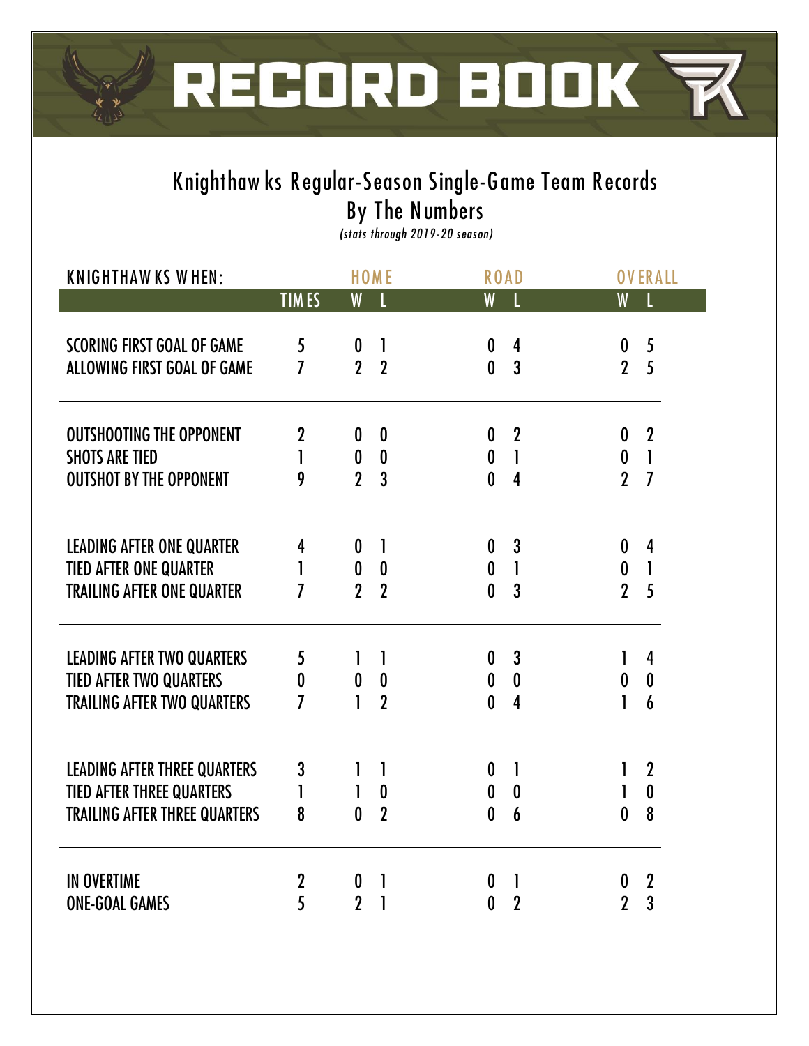# RECORD BOOK

## Knighthawks Regular-Season Single-Game Team Records
## By The Numbers

*(stats through 2019-20 season)*

| KNIGHTHAWKS WHEN: | | HOME | | ROAD | | OVERALL | |
|---|---|---|---|---|---|---|---|
| | TIMES | W | L | W | L | W | L |
| SCORING FIRST GOAL OF GAME | 5 | 0 | 1 | 0 | 4 | 0 | 5 |
| ALLOWING FIRST GOAL OF GAME | 7 | 2 | 2 | 0 | 3 | 2 | 5 |
| OUTSHOOTING THE OPPONENT | 2 | 0 | 0 | 0 | 2 | 0 | 2 |
| SHOTS ARE TIED | 1 | 0 | 0 | 0 | 1 | 0 | 1 |
| OUTSHOT BY THE OPPONENT | 9 | 2 | 3 | 0 | 4 | 2 | 7 |
| LEADING AFTER ONE QUARTER | 4 | 0 | 1 | 0 | 3 | 0 | 4 |
| TIED AFTER ONE QUARTER | 1 | 0 | 0 | 0 | 1 | 0 | 1 |
| TRAILING AFTER ONE QUARTER | 7 | 2 | 2 | 0 | 3 | 2 | 5 |
| LEADING AFTER TWO QUARTERS | 5 | 1 | 1 | 0 | 3 | 1 | 4 |
| TIED AFTER TWO QUARTERS | 0 | 0 | 0 | 0 | 0 | 0 | 0 |
| TRAILING AFTER TWO QUARTERS | 7 | 1 | 2 | 0 | 4 | 1 | 6 |
| LEADING AFTER THREE QUARTERS | 3 | 1 | 1 | 0 | 1 | 1 | 2 |
| TIED AFTER THREE QUARTERS | 1 | 1 | 0 | 0 | 0 | 1 | 0 |
| TRAILING AFTER THREE QUARTERS | 8 | 0 | 2 | 0 | 6 | 0 | 8 |
| IN OVERTIME | 2 | 0 | 1 | 0 | 1 | 0 | 2 |
| ONE-GOAL GAMES | 5 | 2 | 1 | 0 | 2 | 2 | 3 |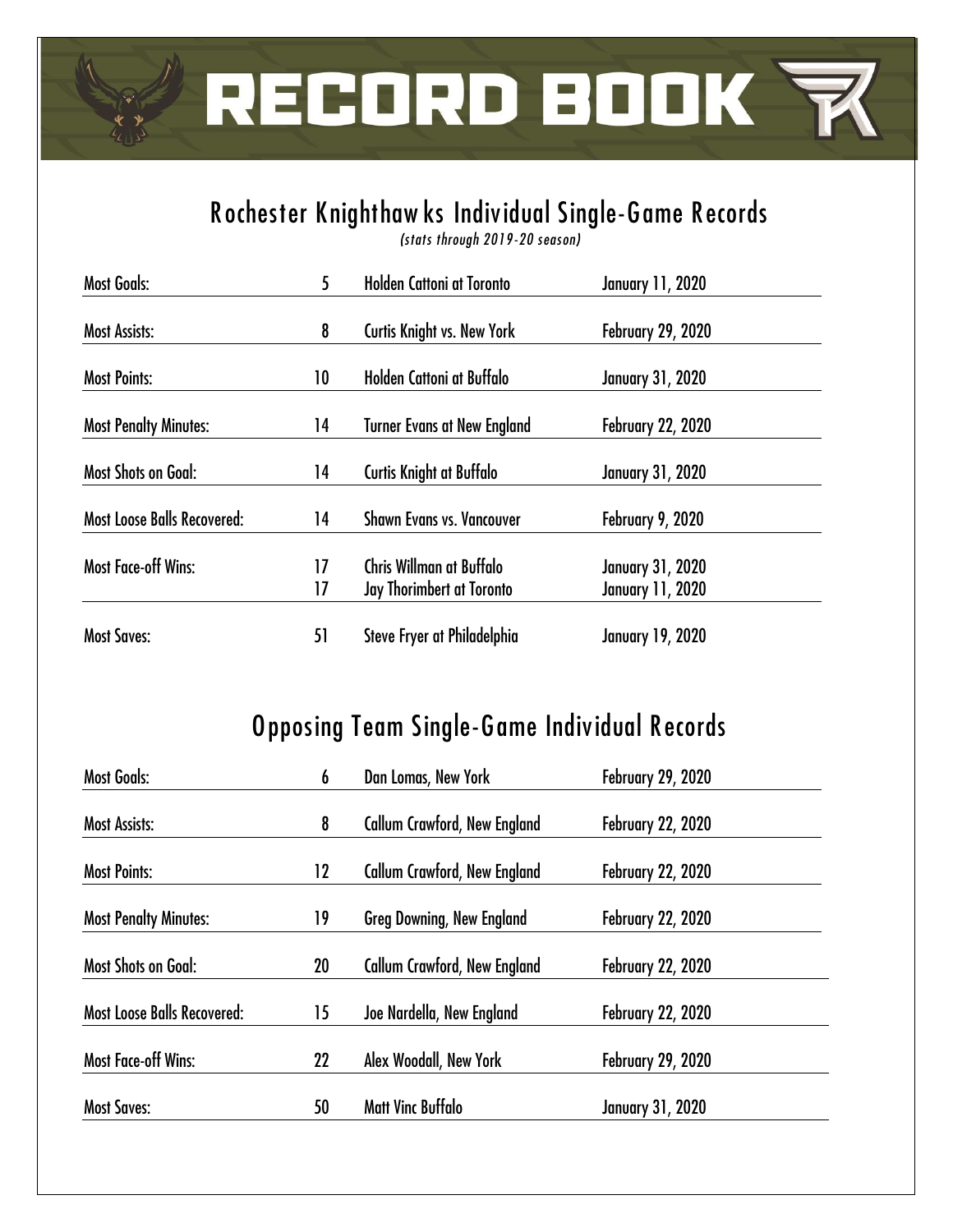# RECORD BOOK

## Rochester Knighthawks Individual Single-Game Records

*(stats through 2019-20 season)*

| Record | | | |
|---|---|---|---|
| Most Goals: | 5 | Holden Cattoni at Toronto | January 11, 2020 |
| Most Assists: | 8 | Curtis Knight vs. New York | February 29, 2020 |
| Most Points: | 10 | Holden Cattoni at Buffalo | January 31, 2020 |
| Most Penalty Minutes: | 14 | Turner Evans at New England | February 22, 2020 |
| Most Shots on Goal: | 14 | Curtis Knight at Buffalo | January 31, 2020 |
| Most Loose Balls Recovered: | 14 | Shawn Evans vs. Vancouver | February 9, 2020 |
| Most Face-off Wins: | 17 | Chris Willman at Buffalo | January 31, 2020 |
| | 17 | Jay Thorimbert at Toronto | January 11, 2020 |
| Most Saves: | 51 | Steve Fryer at Philadelphia | January 19, 2020 |

## Opposing Team Single-Game Individual Records

| Record | | | |
|---|---|---|---|
| Most Goals: | 6 | Dan Lomas, New York | February 29, 2020 |
| Most Assists: | 8 | Callum Crawford, New England | February 22, 2020 |
| Most Points: | 12 | Callum Crawford, New England | February 22, 2020 |
| Most Penalty Minutes: | 19 | Greg Downing, New England | February 22, 2020 |
| Most Shots on Goal: | 20 | Callum Crawford, New England | February 22, 2020 |
| Most Loose Balls Recovered: | 15 | Joe Nardella, New England | February 22, 2020 |
| Most Face-off Wins: | 22 | Alex Woodall, New York | February 29, 2020 |
| Most Saves: | 50 | Matt Vinc Buffalo | January 31, 2020 |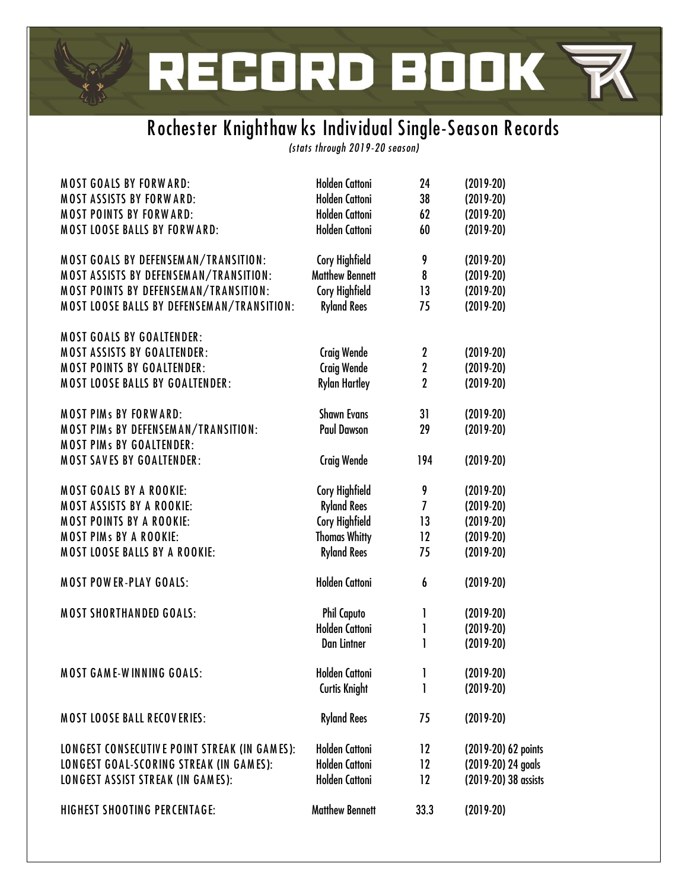# RECORD BOOK

## Rochester Knighthawks Individual Single-Season Records

*(stats through 2019-20 season)*

| Record | Player | Total | Season |
|---|---|---|---|
| MOST GOALS BY FORWARD: | Holden Cattoni | 24 | (2019-20) |
| MOST ASSISTS BY FORWARD: | Holden Cattoni | 38 | (2019-20) |
| MOST POINTS BY FORWARD: | Holden Cattoni | 62 | (2019-20) |
| MOST LOOSE BALLS BY FORWARD: | Holden Cattoni | 60 | (2019-20) |
| | | | |
| MOST GOALS BY DEFENSEMAN/TRANSITION: | Cory Highfield | 9 | (2019-20) |
| MOST ASSISTS BY DEFENSEMAN/TRANSITION: | Matthew Bennett | 8 | (2019-20) |
| MOST POINTS BY DEFENSEMAN/TRANSITION: | Cory Highfield | 13 | (2019-20) |
| MOST LOOSE BALLS BY DEFENSEMAN/TRANSITION: | Ryland Rees | 75 | (2019-20) |
| | | | |
| MOST GOALS BY GOALTENDER: | | | |
| MOST ASSISTS BY GOALTENDER: | Craig Wende | 2 | (2019-20) |
| MOST POINTS BY GOALTENDER: | Craig Wende | 2 | (2019-20) |
| MOST LOOSE BALLS BY GOALTENDER: | Rylan Hartley | 2 | (2019-20) |
| | | | |
| MOST PIMs BY FORWARD: | Shawn Evans | 31 | (2019-20) |
| MOST PIMs BY DEFENSEMAN/TRANSITION: | Paul Dawson | 29 | (2019-20) |
| MOST PIMs BY GOALTENDER: | | | |
| MOST SAVES BY GOALTENDER: | Craig Wende | 194 | (2019-20) |
| | | | |
| MOST GOALS BY A ROOKIE: | Cory Highfield | 9 | (2019-20) |
| MOST ASSISTS BY A ROOKIE: | Ryland Rees | 7 | (2019-20) |
| MOST POINTS BY A ROOKIE: | Cory Highfield | 13 | (2019-20) |
| MOST PIMs BY A ROOKIE: | Thomas Whitty | 12 | (2019-20) |
| MOST LOOSE BALLS BY A ROOKIE: | Ryland Rees | 75 | (2019-20) |
| | | | |
| MOST POWER-PLAY GOALS: | Holden Cattoni | 6 | (2019-20) |
| | | | |
| MOST SHORTHANDED GOALS: | Phil Caputo | 1 | (2019-20) |
| | Holden Cattoni | 1 | (2019-20) |
| | Dan Lintner | 1 | (2019-20) |
| | | | |
| MOST GAME-WINNING GOALS: | Holden Cattoni | 1 | (2019-20) |
| | Curtis Knight | 1 | (2019-20) |
| | | | |
| MOST LOOSE BALL RECOVERIES: | Ryland Rees | 75 | (2019-20) |
| | | | |
| LONGEST CONSECUTIVE POINT STREAK (IN GAMES): | Holden Cattoni | 12 | (2019-20) 62 points |
| LONGEST GOAL-SCORING STREAK (IN GAMES): | Holden Cattoni | 12 | (2019-20) 24 goals |
| LONGEST ASSIST STREAK (IN GAMES): | Holden Cattoni | 12 | (2019-20) 38 assists |
| | | | |
| HIGHEST SHOOTING PERCENTAGE: | Matthew Bennett | 33.3 | (2019-20) |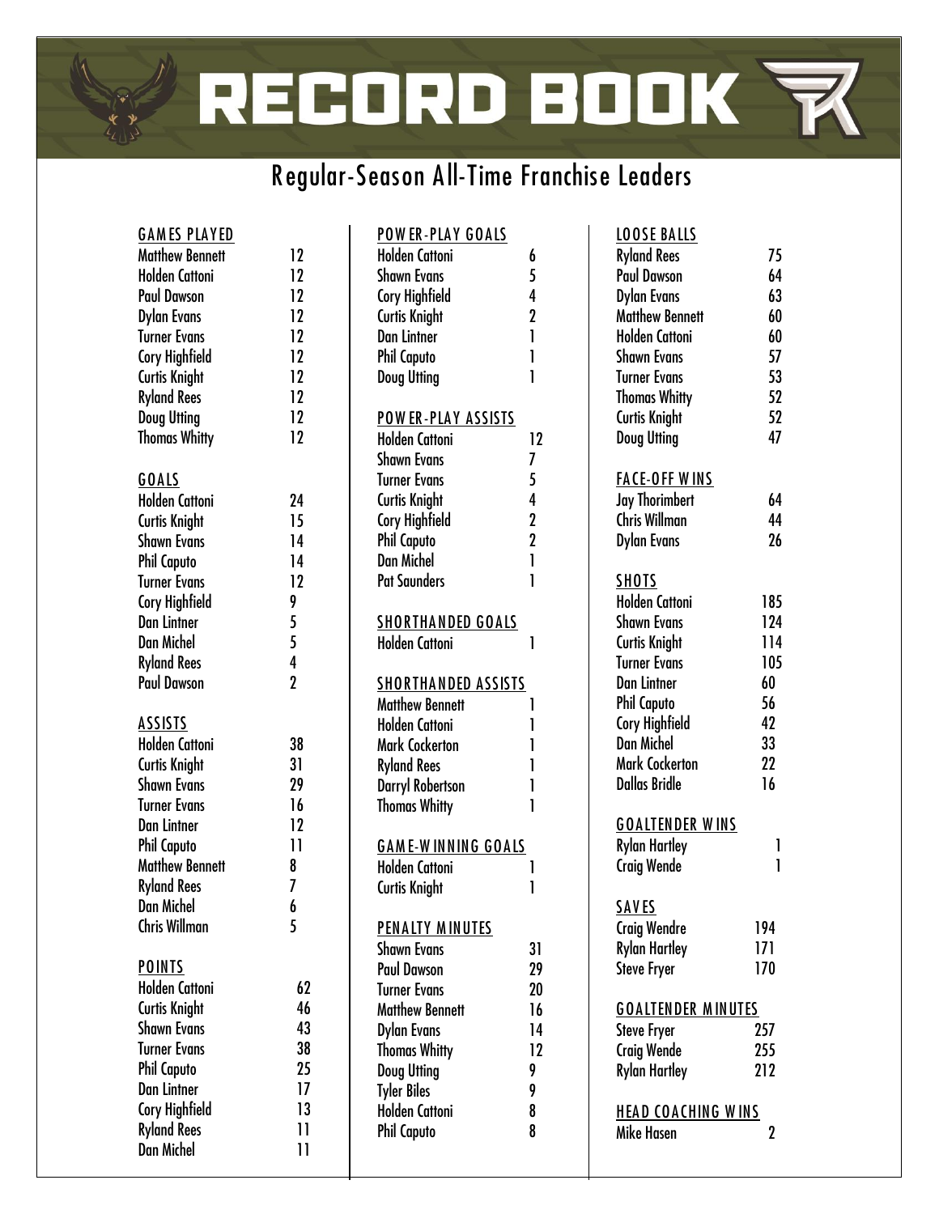# RECORD BOOK

## Regular-Season All-Time Franchise Leaders

### GAMES PLAYED

| Player | GP |
|---|---|
| Matthew Bennett | 12 |
| Holden Cattoni | 12 |
| Paul Dawson | 12 |
| Dylan Evans | 12 |
| Turner Evans | 12 |
| Cory Highfield | 12 |
| Curtis Knight | 12 |
| Ryland Rees | 12 |
| Doug Utting | 12 |
| Thomas Whitty | 12 |

### GOALS

| Player | G |
|---|---|
| Holden Cattoni | 24 |
| Curtis Knight | 15 |
| Shawn Evans | 14 |
| Phil Caputo | 14 |
| Turner Evans | 12 |
| Cory Highfield | 9 |
| Dan Lintner | 5 |
| Dan Michel | 5 |
| Ryland Rees | 4 |
| Paul Dawson | 2 |

### ASSISTS

| Player | A |
|---|---|
| Holden Cattoni | 38 |
| Curtis Knight | 31 |
| Shawn Evans | 29 |
| Turner Evans | 16 |
| Dan Lintner | 12 |
| Phil Caputo | 11 |
| Matthew Bennett | 8 |
| Ryland Rees | 7 |
| Dan Michel | 6 |
| Chris Willman | 5 |

### POINTS

| Player | PTS |
|---|---|
| Holden Cattoni | 62 |
| Curtis Knight | 46 |
| Shawn Evans | 43 |
| Turner Evans | 38 |
| Phil Caputo | 25 |
| Dan Lintner | 17 |
| Cory Highfield | 13 |
| Ryland Rees | 11 |
| Dan Michel | 11 |

### POWER-PLAY GOALS

| Player | PPG |
|---|---|
| Holden Cattoni | 6 |
| Shawn Evans | 5 |
| Cory Highfield | 4 |
| Curtis Knight | 2 |
| Dan Lintner | 1 |
| Phil Caputo | 1 |
| Doug Utting | 1 |

### POWER-PLAY ASSISTS

| Player | PPA |
|---|---|
| Holden Cattoni | 12 |
| Shawn Evans | 7 |
| Turner Evans | 5 |
| Curtis Knight | 4 |
| Cory Highfield | 2 |
| Phil Caputo | 2 |
| Dan Michel | 1 |
| Pat Saunders | 1 |

### SHORTHANDED GOALS

| Player | SHG |
|---|---|
| Holden Cattoni | 1 |

### SHORTHANDED ASSISTS

| Player | SHA |
|---|---|
| Matthew Bennett | 1 |
| Holden Cattoni | 1 |
| Mark Cockerton | 1 |
| Ryland Rees | 1 |
| Darryl Robertson | 1 |
| Thomas Whitty | 1 |

### GAME-WINNING GOALS

| Player | GWG |
|---|---|
| Holden Cattoni | 1 |
| Curtis Knight | 1 |

### PENALTY MINUTES

| Player | PIM |
|---|---|
| Shawn Evans | 31 |
| Paul Dawson | 29 |
| Turner Evans | 20 |
| Matthew Bennett | 16 |
| Dylan Evans | 14 |
| Thomas Whitty | 12 |
| Doug Utting | 9 |
| Tyler Biles | 9 |
| Holden Cattoni | 8 |
| Phil Caputo | 8 |

### LOOSE BALLS

| Player | LB |
|---|---|
| Ryland Rees | 75 |
| Paul Dawson | 64 |
| Dylan Evans | 63 |
| Matthew Bennett | 60 |
| Holden Cattoni | 60 |
| Shawn Evans | 57 |
| Turner Evans | 53 |
| Thomas Whitty | 52 |
| Curtis Knight | 52 |
| Doug Utting | 47 |

### FACE-OFF WINS

| Player | FOW |
|---|---|
| Jay Thorimbert | 64 |
| Chris Willman | 44 |
| Dylan Evans | 26 |

### SHOTS

| Player | Shots |
|---|---|
| Holden Cattoni | 185 |
| Shawn Evans | 124 |
| Curtis Knight | 114 |
| Turner Evans | 105 |
| Dan Lintner | 60 |
| Phil Caputo | 56 |
| Cory Highfield | 42 |
| Dan Michel | 33 |
| Mark Cockerton | 22 |
| Dallas Bridle | 16 |

### GOALTENDER WINS

| Player | W |
|---|---|
| Rylan Hartley | 1 |
| Craig Wende | 1 |

### SAVES

| Player | SV |
|---|---|
| Craig Wendre | 194 |
| Rylan Hartley | 171 |
| Steve Fryer | 170 |

### GOALTENDER MINUTES

| Player | MIN |
|---|---|
| Steve Fryer | 257 |
| Craig Wende | 255 |
| Rylan Hartley | 212 |

### HEAD COACHING WINS

| Coach | W |
|---|---|
| Mike Hasen | 2 |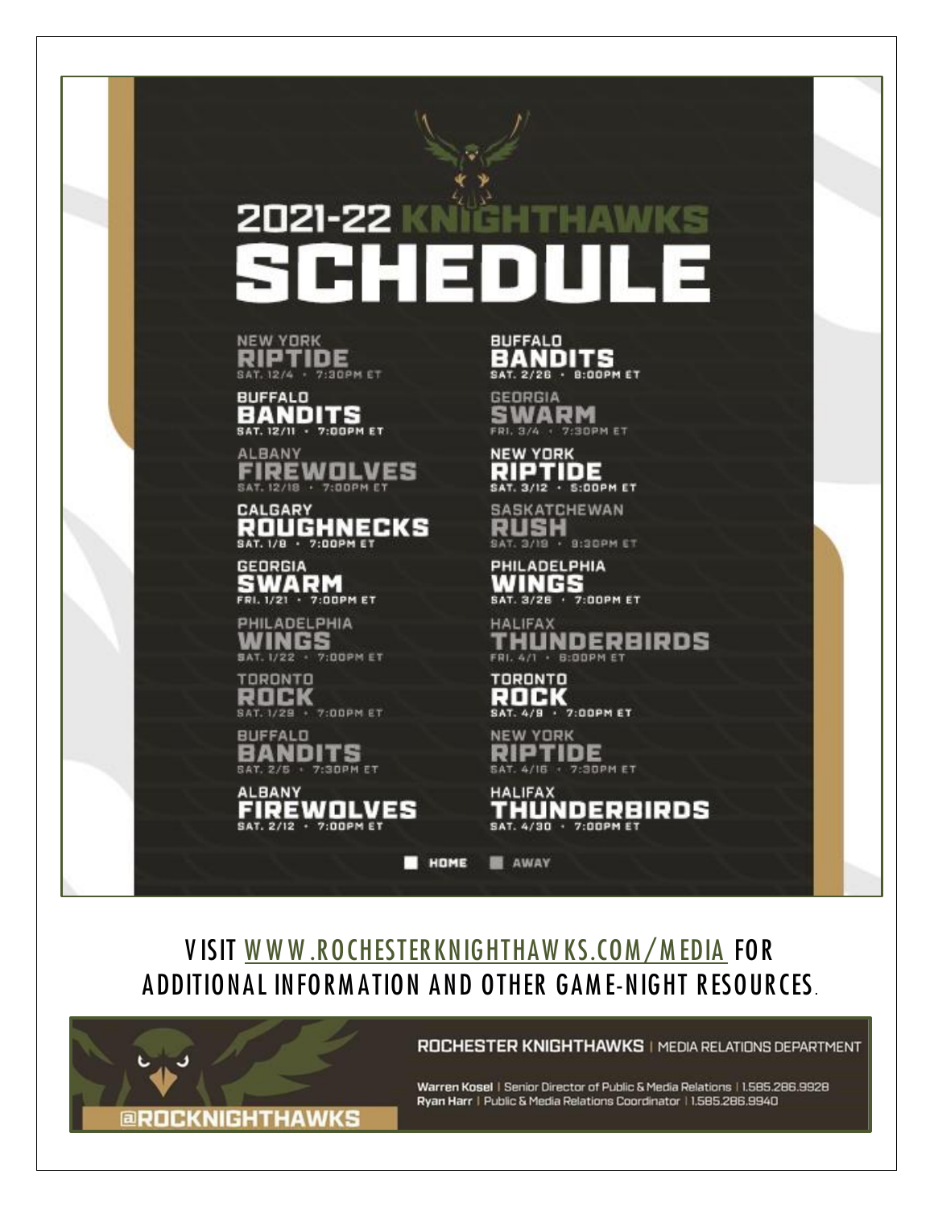# 2021-22 KNIGHTHAWKS SCHEDULE

NEW YORK RIPTIDE
SAT. 12/4 · 7:30PM ET

BUFFALO BANDITS
SAT. 12/11 · 7:00PM ET

ALBANY FIREWOLVES
SAT. 12/18 · 7:00PM ET

CALGARY ROUGHNECKS
SAT. 1/8 · 7:00PM ET

GEORGIA SWARM
FRI. 1/21 · 7:00PM ET

PHILADELPHIA WINGS
SAT. 1/22 · 7:00PM ET

TORONTO ROCK
SAT. 1/29 · 7:00PM ET

BUFFALO BANDITS
SAT. 2/5 · 7:30PM ET

ALBANY FIREWOLVES
SAT. 2/12 · 7:00PM ET

BUFFALO BANDITS
SAT. 2/26 · 8:00PM ET

GEORGIA SWARM
FRI. 3/4 · 7:30PM ET

NEW YORK RIPTIDE
SAT. 3/12 · 5:00PM ET

SASKATCHEWAN RUSH
SAT. 3/19 · 9:30PM ET

PHILADELPHIA WINGS
SAT. 3/26 · 7:00PM ET

HALIFAX THUNDERBIRDS
FRI. 4/1 · 6:00PM ET

TORONTO ROCK
SAT. 4/9 · 7:00PM ET

NEW YORK RIPTIDE
SAT. 4/16 · 7:30PM ET

HALIFAX THUNDERBIRDS
SAT. 4/30 · 7:00PM ET

HOME AWAY

VISIT WWW.ROCHESTERKNIGHTHAWKS.COM/MEDIA FOR ADDITIONAL INFORMATION AND OTHER GAME-NIGHT RESOURCES.

@ROCKNIGHTHAWKS

ROCHESTER KNIGHTHAWKS | MEDIA RELATIONS DEPARTMENT

**Warren Kosel** | Senior Director of Public & Media Relations | 1.585.286.9928
**Ryan Harr** | Public & Media Relations Coordinator | 1.585.286.9940